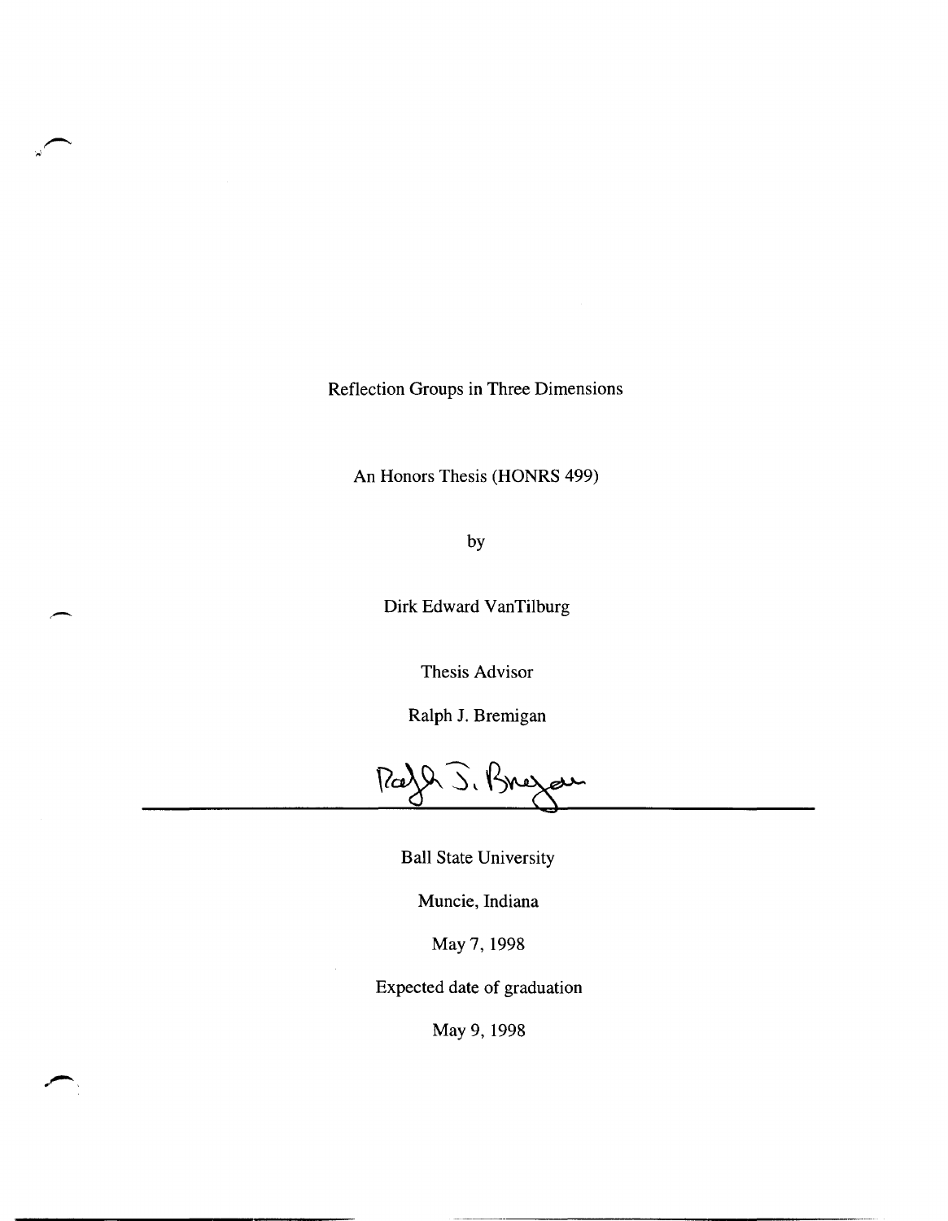# Reflection Groups in Three Dimensions

An Honors Thesis (HONRS 499)

by

Dirk Edward VanTilburg

Thesis Advisor

Ralph J. Bremigan

Ball State University

Muncie, Indiana

May 7, 1998

Expected date of graduation

May 9, 1998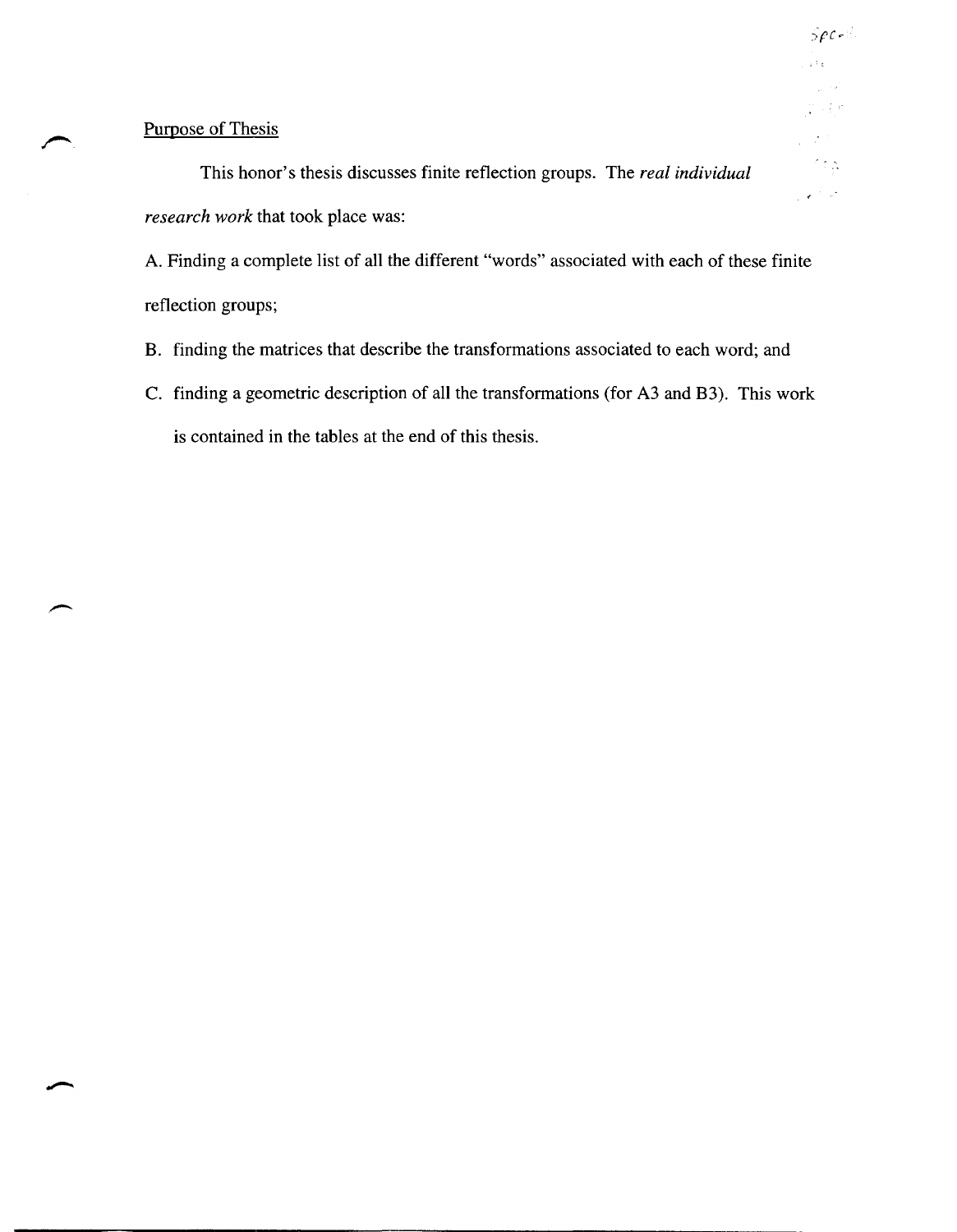## Purpose of Thesis

This honor's thesis discusses finite reflection groups. The *real individual research work* that took place was:

A. Finding a complete list of all the different "words" associated with each of these finite reflection groups;

B. finding the matrices that describe the transformations associated to each word; and

C. finding a geometric description of all the transformations (for A3 and B3). This work is contained in the tables at the end of this thesis.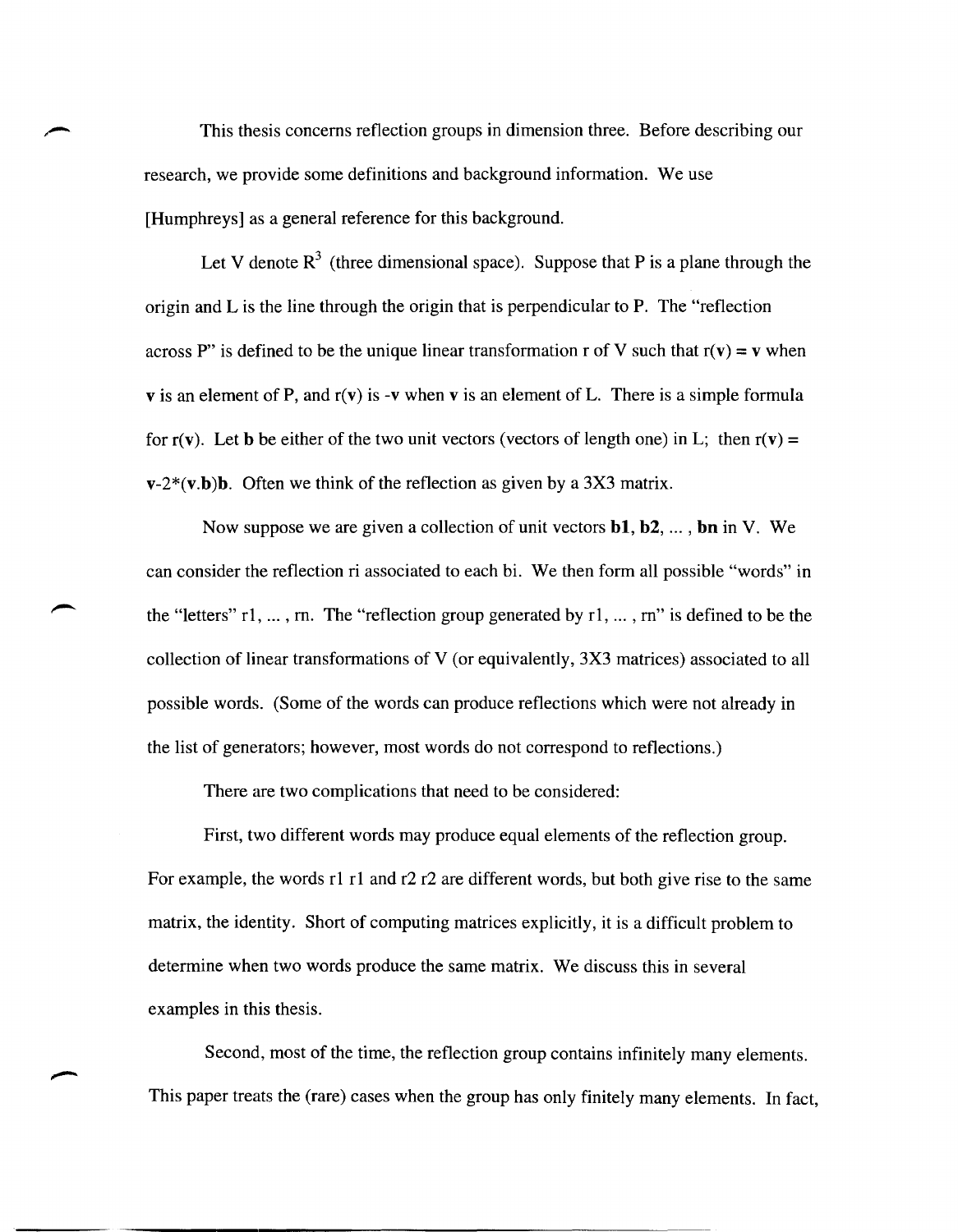This thesis concerns reflection groups in dimension three. Before describing our research, we provide some definitions and background information. We use [Humphreys] as a general reference for this background.

Let V denote $R^3$ (three dimensional space). Suppose that P is a plane through the origin and L is the line through the origin that is perpendicular to P. The "reflection across P" is defined to be the unique linear transformation r of V such that $r(\mathbf{v}) = \mathbf{v}$ when $\mathbf{v}$ is an element of P, and $r(\mathbf{v})$ is $-\mathbf{v}$ when $\mathbf{v}$ is an element of L. There is a simple formula for $r(\mathbf{v})$. Let $\mathbf{b}$ be either of the two unit vectors (vectors of length one) in L; then $r(\mathbf{v}) = \mathbf{v} - 2*(\mathbf{v}.\mathbf{b})\mathbf{b}$. Often we think of the reflection as given by a 3X3 matrix.

Now suppose we are given a collection of unit vectors $\mathbf{b1}, \mathbf{b2}, \ldots, \mathbf{bn}$ in V. We can consider the reflection ri associated to each bi. We then form all possible "words" in the "letters" r1, ... , rn. The "reflection group generated by r1, ... , rn" is defined to be the collection of linear transformations of V (or equivalently, 3X3 matrices) associated to all possible words. (Some of the words can produce reflections which were not already in the list of generators; however, most words do not correspond to reflections.)

There are two complications that need to be considered:

First, two different words may produce equal elements of the reflection group. For example, the words r1 r1 and r2 r2 are different words, but both give rise to the same matrix, the identity. Short of computing matrices explicitly, it is a difficult problem to determine when two words produce the same matrix. We discuss this in several examples in this thesis.

Second, most of the time, the reflection group contains infinitely many elements. This paper treats the (rare) cases when the group has only finitely many elements. In fact,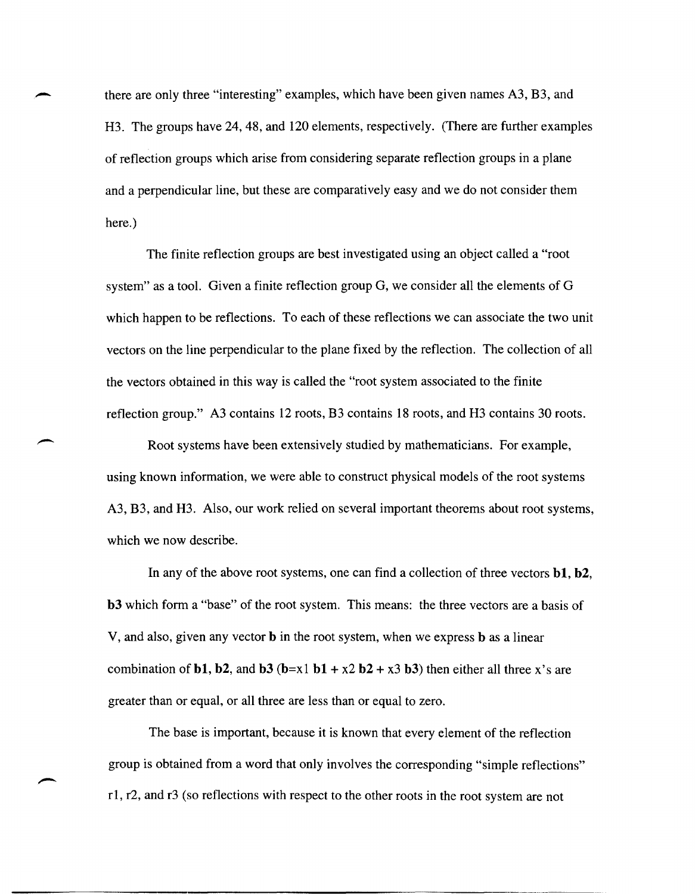there are only three "interesting" examples, which have been given names A3, B3, and H3. The groups have 24, 48, and 120 elements, respectively. (There are further examples of reflection groups which arise from considering separate reflection groups in a plane and a perpendicular line, but these are comparatively easy and we do not consider them here.)

The finite reflection groups are best investigated using an object called a "root system" as a tool. Given a finite reflection group G, we consider all the elements of G which happen to be reflections. To each of these reflections we can associate the two unit vectors on the line perpendicular to the plane fixed by the reflection. The collection of all the vectors obtained in this way is called the "root system associated to the finite reflection group." A3 contains 12 roots, B3 contains 18 roots, and H3 contains 30 roots.

Root systems have been extensively studied by mathematicians. For example, using known information, we were able to construct physical models of the root systems A3, B3, and H3. Also, our work relied on several important theorems about root systems, which we now describe.

In any of the above root systems, one can find a collection of three vectors **b1, b2, b3** which form a "base" of the root system. This means: the three vectors are a basis of V, and also, given any vector **b** in the root system, when we express **b** as a linear combination of **b1, b2,** and **b3** (**b**=x1 **b1** + x2 **b2** + x3 **b3**) then either all three x's are greater than or equal, or all three are less than or equal to zero.

The base is important, because it is known that every element of the reflection group is obtained from a word that only involves the corresponding "simple reflections" r1, r2, and r3 (so reflections with respect to the other roots in the root system are not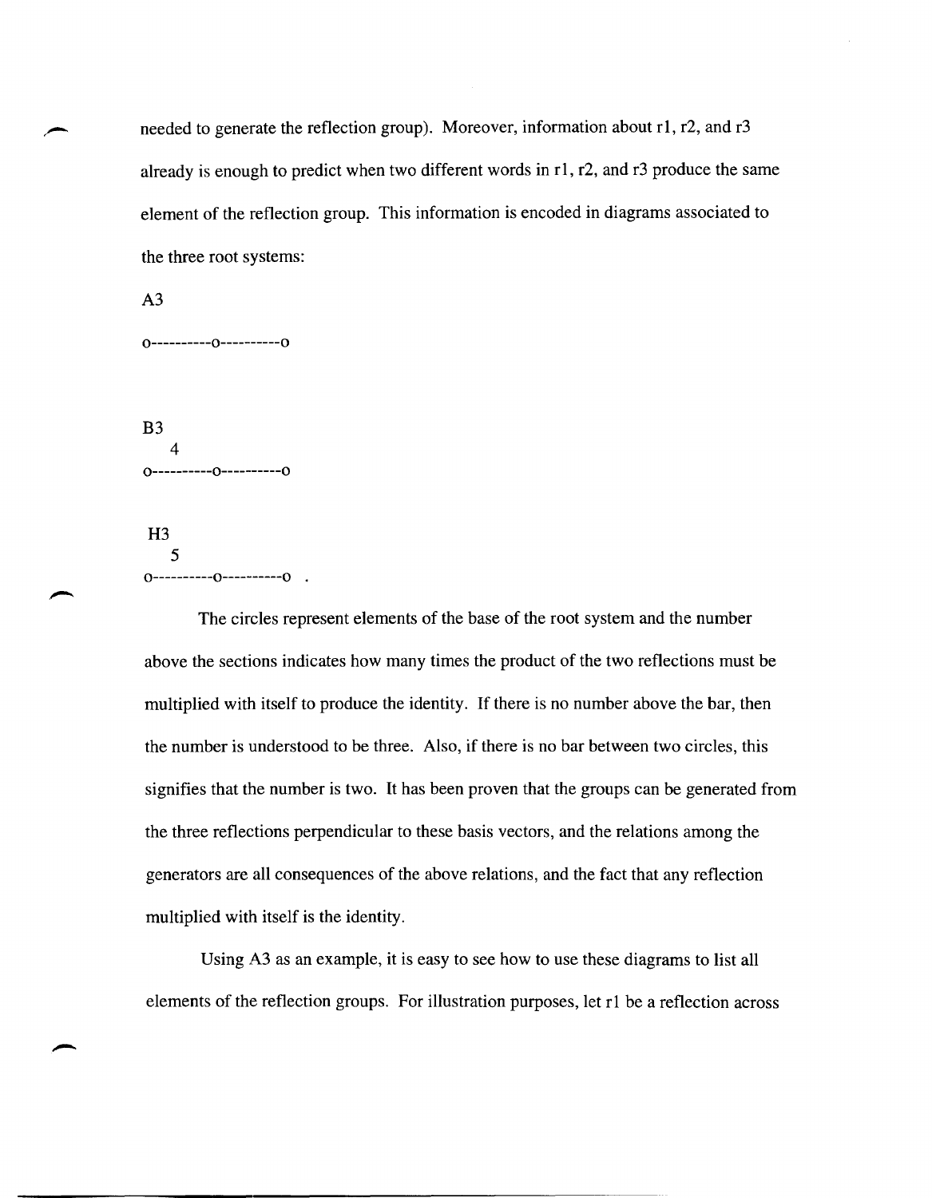needed to generate the reflection group). Moreover, information about r1, r2, and r3 already is enough to predict when two different words in r1, r2, and r3 produce the same element of the reflection group. This information is encoded in diagrams associated to the three root systems:

A3

```
o----------o----------o
```

B3

```
    4
o----------o----------o
```

H3

```
    5
o----------o----------o  .
```

The circles represent elements of the base of the root system and the number above the sections indicates how many times the product of the two reflections must be multiplied with itself to produce the identity. If there is no number above the bar, then the number is understood to be three. Also, if there is no bar between two circles, this signifies that the number is two. It has been proven that the groups can be generated from the three reflections perpendicular to these basis vectors, and the relations among the generators are all consequences of the above relations, and the fact that any reflection multiplied with itself is the identity.

Using A3 as an example, it is easy to see how to use these diagrams to list all elements of the reflection groups. For illustration purposes, let r1 be a reflection across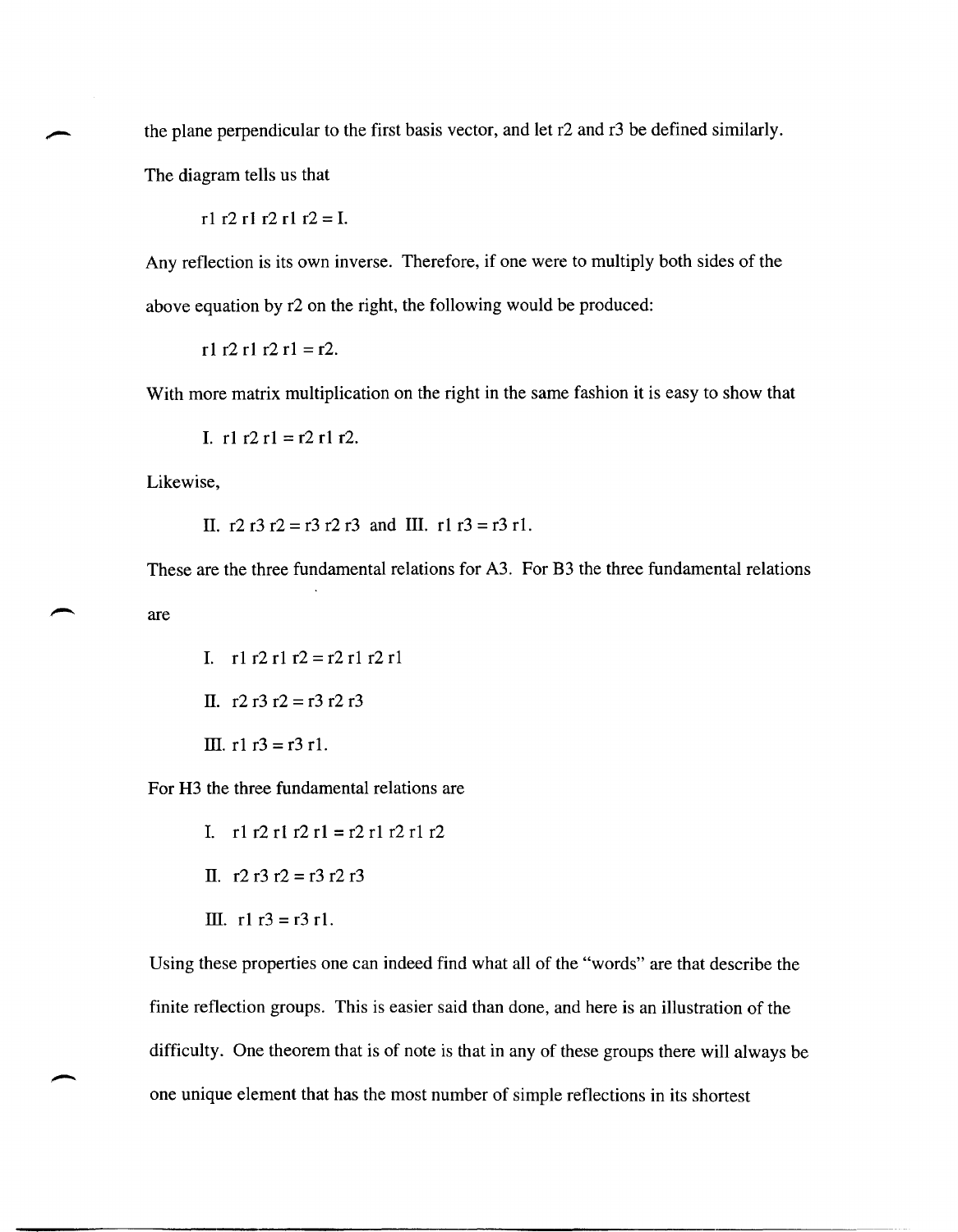the plane perpendicular to the first basis vector, and let $r2$ and $r3$ be defined similarly. The diagram tells us that

$$r1\ r2\ r1\ r2\ r1\ r2 = I.$$

Any reflection is its own inverse. Therefore, if one were to multiply both sides of the above equation by $r2$ on the right, the following would be produced:

$$r1\ r2\ r1\ r2\ r1 = r2.$$

With more matrix multiplication on the right in the same fashion it is easy to show that

I. $r1\ r2\ r1 = r2\ r1\ r2$.

Likewise,

II. $r2\ r3\ r2 = r3\ r2\ r3$ and III. $r1\ r3 = r3\ r1$.

These are the three fundamental relations for A3. For B3 the three fundamental relations are

I. $r1\ r2\ r1\ r2 = r2\ r1\ r2\ r1$

II. $r2\ r3\ r2 = r3\ r2\ r3$

III. $r1\ r3 = r3\ r1$.

For H3 the three fundamental relations are

I. $r1\ r2\ r1\ r2\ r1 = r2\ r1\ r2\ r1\ r2$

II. $r2\ r3\ r2 = r3\ r2\ r3$

III. $r1\ r3 = r3\ r1$.

Using these properties one can indeed find what all of the "words" are that describe the finite reflection groups. This is easier said than done, and here is an illustration of the difficulty. One theorem that is of note is that in any of these groups there will always be one unique element that has the most number of simple reflections in its shortest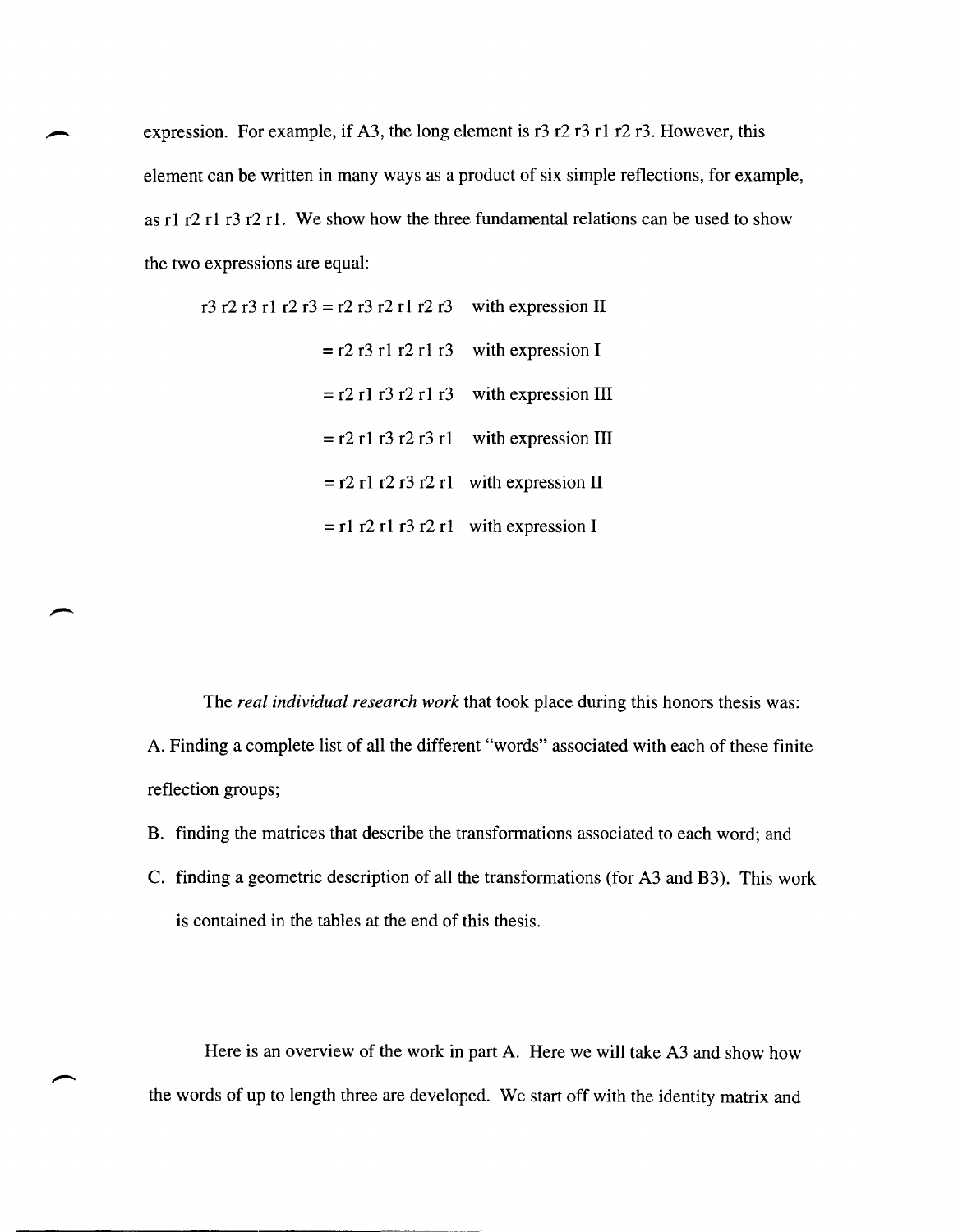expression. For example, if A3, the long element is r3 r2 r3 r1 r2 r3. However, this element can be written in many ways as a product of six simple reflections, for example, as r1 r2 r1 r3 r2 r1. We show how the three fundamental relations can be used to show the two expressions are equal:

| | | |
|---|---|---|
| r3 r2 r3 r1 r2 r3 | = r2 r3 r2 r1 r2 r3 | with expression II |
| | = r2 r3 r1 r2 r1 r3 | with expression I |
| | = r2 r1 r3 r2 r1 r3 | with expression III |
| | = r2 r1 r3 r2 r3 r1 | with expression III |
| | = r2 r1 r2 r3 r2 r1 | with expression II |
| | = r1 r2 r1 r3 r2 r1 | with expression I |

The *real individual research work* that took place during this honors thesis was:

A. Finding a complete list of all the different "words" associated with each of these finite reflection groups;

B. finding the matrices that describe the transformations associated to each word; and

C. finding a geometric description of all the transformations (for A3 and B3). This work is contained in the tables at the end of this thesis.

Here is an overview of the work in part A. Here we will take A3 and show how the words of up to length three are developed. We start off with the identity matrix and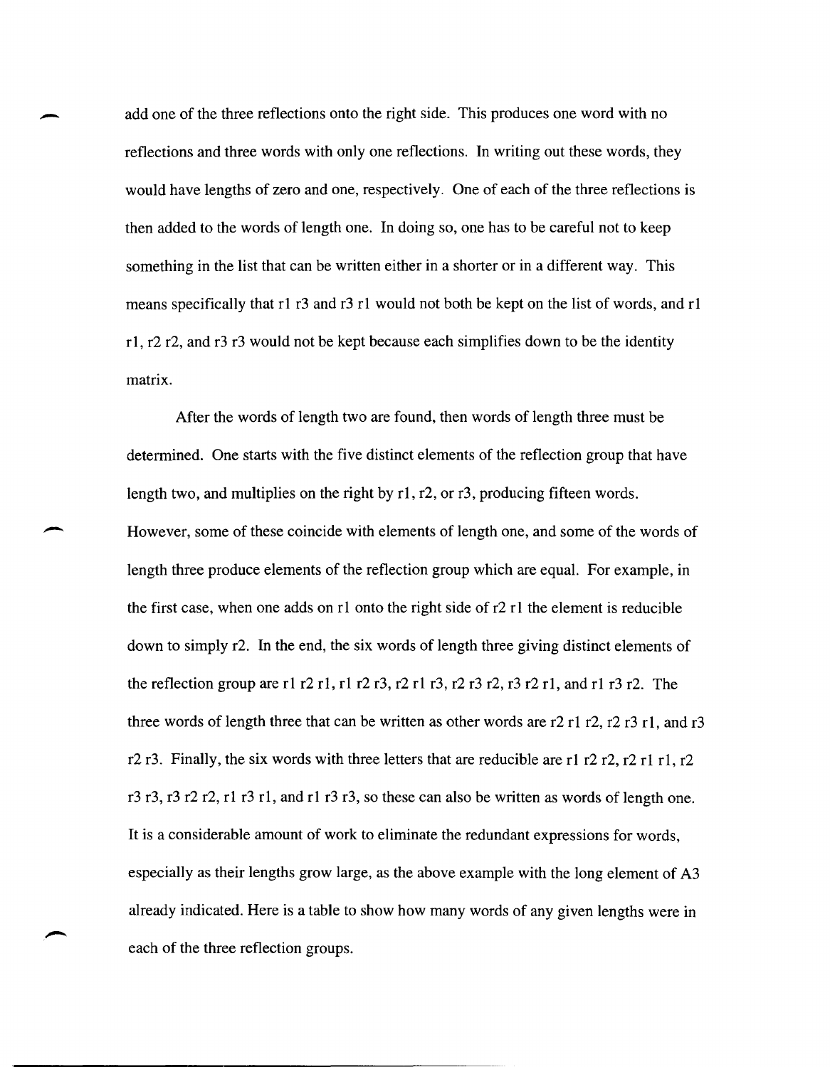add one of the three reflections onto the right side. This produces one word with no reflections and three words with only one reflections. In writing out these words, they would have lengths of zero and one, respectively. One of each of the three reflections is then added to the words of length one. In doing so, one has to be careful not to keep something in the list that can be written either in a shorter or in a different way. This means specifically that r1 r3 and r3 r1 would not both be kept on the list of words, and r1 r1, r2 r2, and r3 r3 would not be kept because each simplifies down to be the identity matrix.

After the words of length two are found, then words of length three must be determined. One starts with the five distinct elements of the reflection group that have length two, and multiplies on the right by r1, r2, or r3, producing fifteen words. However, some of these coincide with elements of length one, and some of the words of length three produce elements of the reflection group which are equal. For example, in the first case, when one adds on r1 onto the right side of r2 r1 the element is reducible down to simply r2. In the end, the six words of length three giving distinct elements of the reflection group are r1 r2 r1, r1 r2 r3, r2 r1 r3, r2 r3 r2, r3 r2 r1, and r1 r3 r2. The three words of length three that can be written as other words are r2 r1 r2, r2 r3 r1, and r3 r2 r3. Finally, the six words with three letters that are reducible are r1 r2 r2, r2 r1 r1, r2 r3 r3, r3 r2 r2, r1 r3 r1, and r1 r3 r3, so these can also be written as words of length one. It is a considerable amount of work to eliminate the redundant expressions for words, especially as their lengths grow large, as the above example with the long element of A3 already indicated. Here is a table to show how many words of any given lengths were in each of the three reflection groups.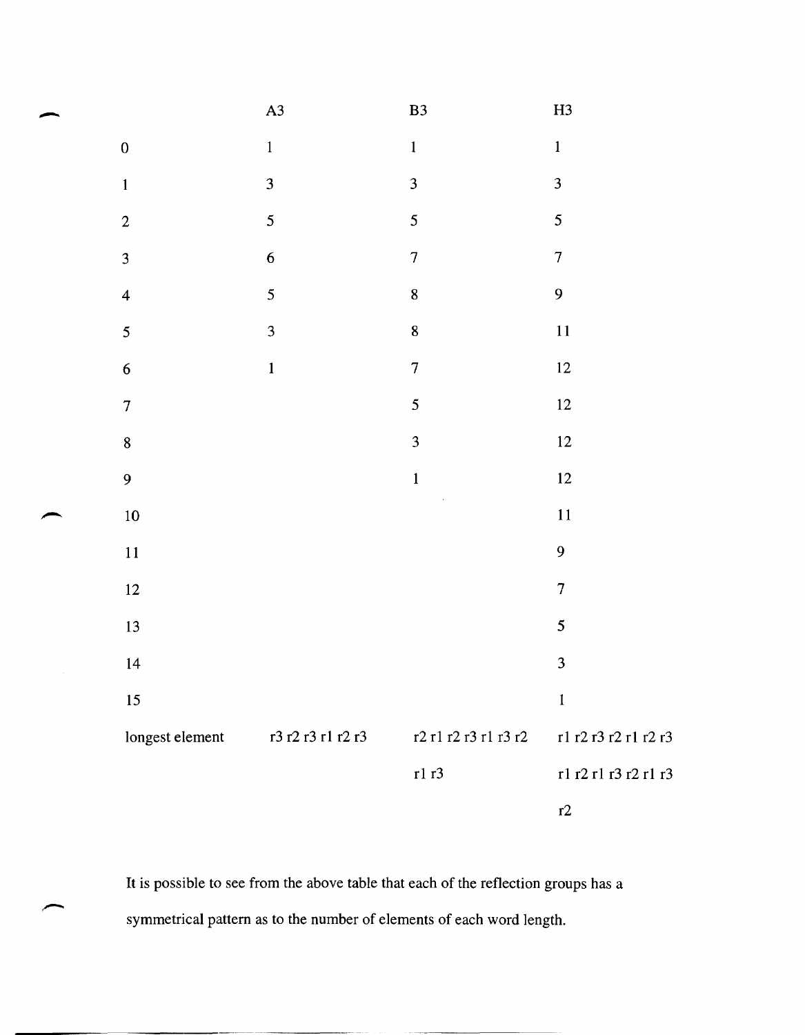| | A3 | B3 | H3 |
|---|---|---|---|
| 0 | 1 | 1 | 1 |
| 1 | 3 | 3 | 3 |
| 2 | 5 | 5 | 5 |
| 3 | 6 | 7 | 7 |
| 4 | 5 | 8 | 9 |
| 5 | 3 | 8 | 11 |
| 6 | 1 | 7 | 12 |
| 7 | | 5 | 12 |
| 8 | | 3 | 12 |
| 9 | | 1 | 12 |
| 10 | | | 11 |
| 11 | | | 9 |
| 12 | | | 7 |
| 13 | | | 5 |
| 14 | | | 3 |
| 15 | | | 1 |
| longest element | r3 r2 r3 r1 r2 r3 | r2 r1 r2 r3 r1 r3 r2 r1 r3 | r1 r2 r3 r2 r1 r2 r3 r1 r2 r1 r3 r2 r1 r3 r2 |

It is possible to see from the above table that each of the reflection groups has a symmetrical pattern as to the number of elements of each word length.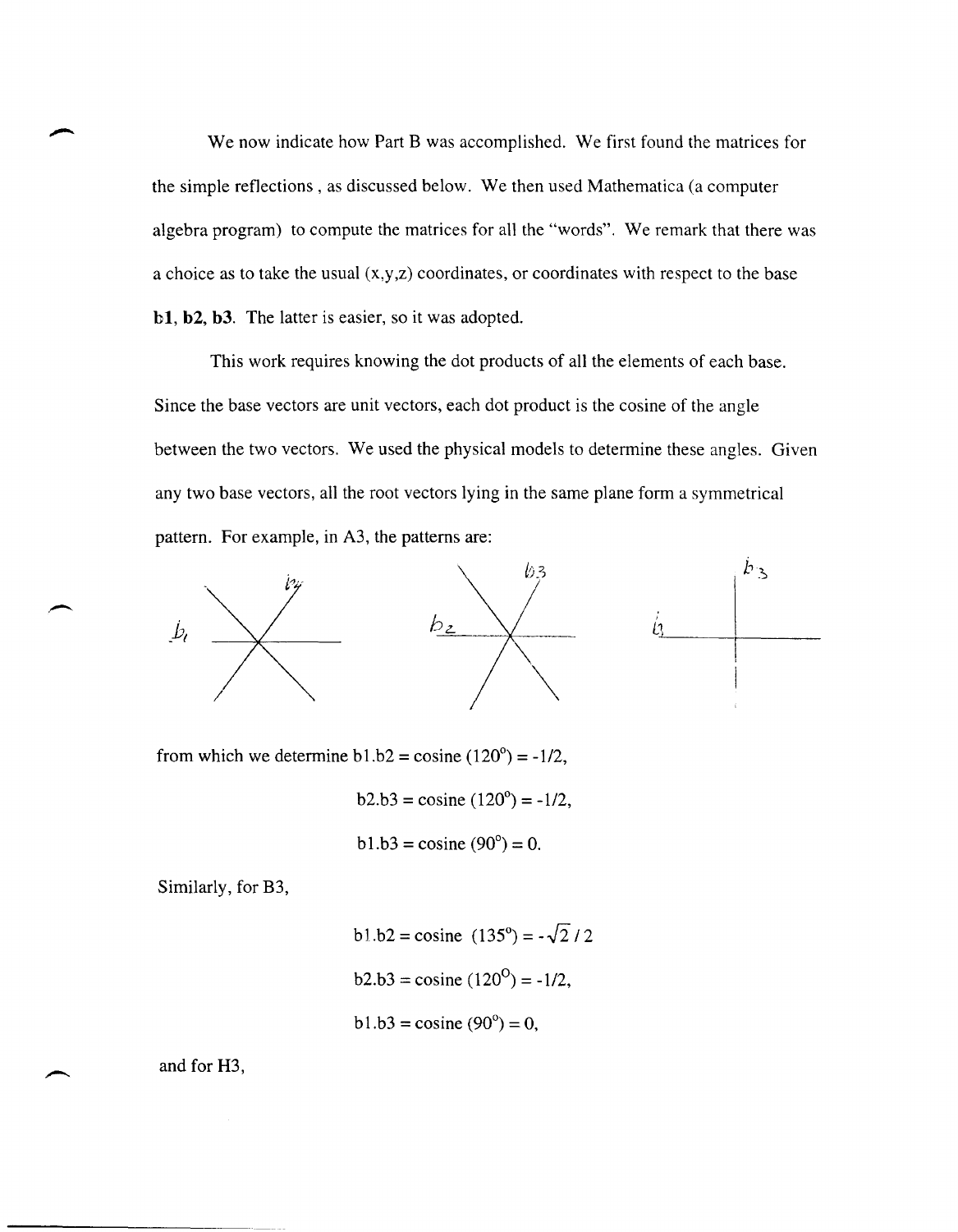We now indicate how Part B was accomplished. We first found the matrices for the simple reflections, as discussed below. We then used Mathematica (a computer algebra program) to compute the matrices for all the "words". We remark that there was a choice as to take the usual (x,y,z) coordinates, or coordinates with respect to the base **b1, b2, b3**. The latter is easier, so it was adopted.

This work requires knowing the dot products of all the elements of each base. Since the base vectors are unit vectors, each dot product is the cosine of the angle between the two vectors. We used the physical models to determine these angles. Given any two base vectors, all the root vectors lying in the same plane form a symmetrical pattern. For example, in A3, the patterns are:

from which we determine b1.b2 = cosine ($120^{\circ}$) = -1/2,

b2.b3 = cosine ($120^{\circ}$) = -1/2,

b1.b3 = cosine ($90^{\circ}$) = 0.

Similarly, for B3,

b1.b2 = cosine ($135^{\circ}$) = $-\sqrt{2}/2$

b2.b3 = cosine ($120^{\circ}$) = -1/2,

b1.b3 = cosine ($90^{\circ}$) = 0,

and for H3,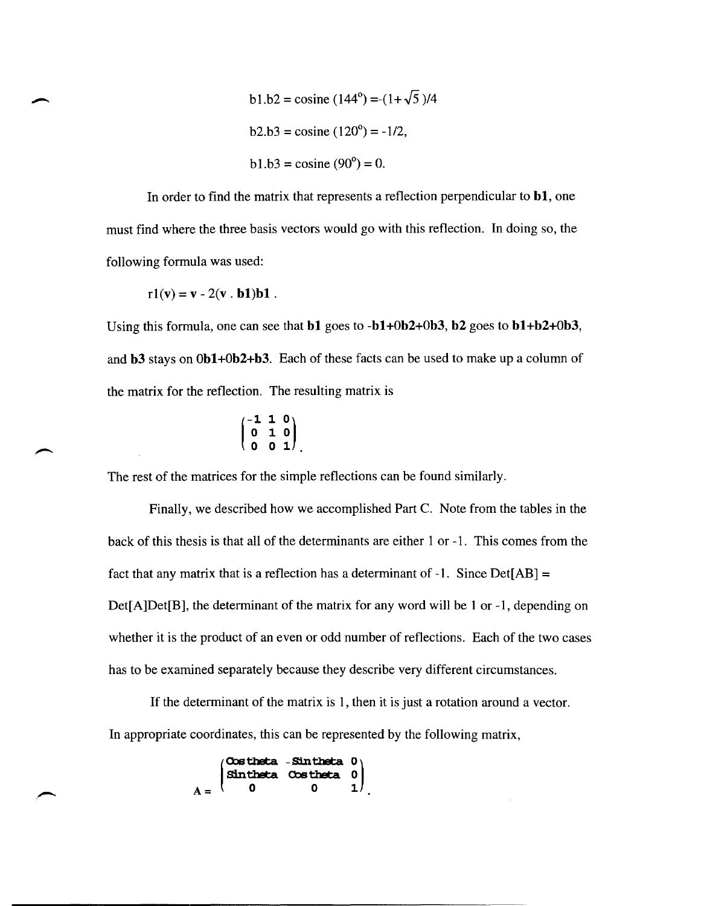$$\mathbf{b1}.\mathbf{b2} = \text{cosine}\ (144^\circ) = -(1+\sqrt{5})/4$$

$$\mathbf{b2}.\mathbf{b3} = \text{cosine}\ (120^\circ) = -1/2,$$

$$\mathbf{b1}.\mathbf{b3} = \text{cosine}\ (90^\circ) = 0.$$

In order to find the matrix that represents a reflection perpendicular to **b1**, one must find where the three basis vectors would go with this reflection. In doing so, the following formula was used:

$$r1(\mathbf{v}) = \mathbf{v} - 2(\mathbf{v}\ .\ \mathbf{b1})\mathbf{b1}\ .$$

Using this formula, one can see that **b1** goes to **-b1+0b2+0b3**, **b2** goes to **b1+b2+0b3**, and **b3** stays on **0b1+0b2+b3**. Each of these facts can be used to make up a column of the matrix for the reflection. The resulting matrix is

$$\begin{pmatrix} -1 & 1 & 0 \\ 0 & 1 & 0 \\ 0 & 0 & 1 \end{pmatrix}.$$

The rest of the matrices for the simple reflections can be found similarly.

Finally, we described how we accomplished Part C. Note from the tables in the back of this thesis is that all of the determinants are either 1 or -1. This comes from the fact that any matrix that is a reflection has a determinant of -1. Since Det[AB] = Det[A]Det[B], the determinant of the matrix for any word will be 1 or -1, depending on whether it is the product of an even or odd number of reflections. Each of the two cases has to be examined separately because they describe very different circumstances.

If the determinant of the matrix is 1, then it is just a rotation around a vector. In appropriate coordinates, this can be represented by the following matrix,

$$A = \begin{pmatrix} \text{Cos theta} & -\text{Sin theta} & 0 \\ \text{Sin theta} & \text{Cos theta} & 0 \\ 0 & 0 & 1 \end{pmatrix}.$$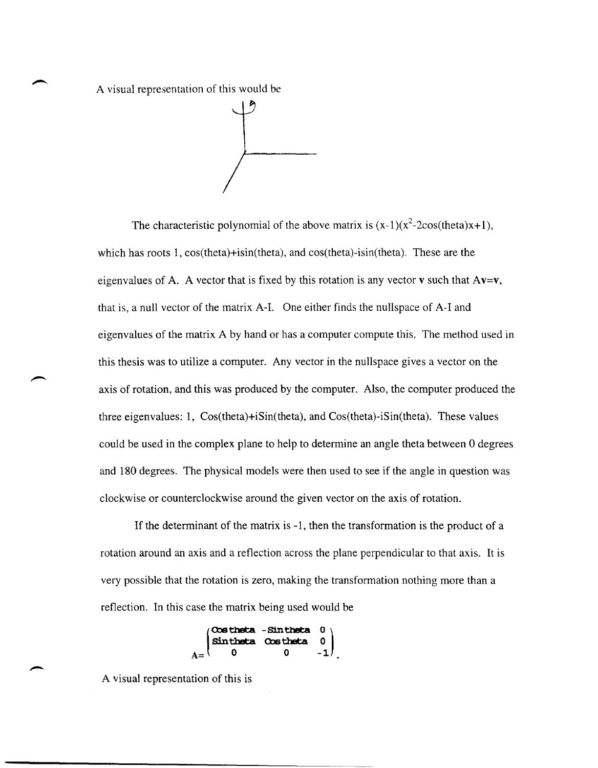A visual representation of this would be

The characteristic polynomial of the above matrix is $(x-1)(x^2-2\cos(\theta)x+1)$, which has roots 1, $\cos(\theta)+i\sin(\theta)$, and $\cos(\theta)-i\sin(\theta)$. These are the eigenvalues of A. A vector that is fixed by this rotation is any vector **v** such that A**v**=**v**, that is, a null vector of the matrix A-I. One either finds the nullspace of A-I and eigenvalues of the matrix A by hand or has a computer compute this. The method used in this thesis was to utilize a computer. Any vector in the nullspace gives a vector on the axis of rotation, and this was produced by the computer. Also, the computer produced the three eigenvalues: 1, $\cos(\theta)+i\sin(\theta)$, and $\cos(\theta)-i\sin(\theta)$. These values could be used in the complex plane to help to determine an angle theta between 0 degrees and 180 degrees. The physical models were then used to see if the angle in question was clockwise or counterclockwise around the given vector on the axis of rotation.

If the determinant of the matrix is -1, then the transformation is the product of a rotation around an axis and a reflection across the plane perpendicular to that axis. It is very possible that the rotation is zero, making the transformation nothing more than a reflection. In this case the matrix being used would be

$$A=\begin{pmatrix} \cos\theta & -\sin\theta & 0 \\ \sin\theta & \cos\theta & 0 \\ 0 & 0 & -1 \end{pmatrix}.$$

A visual representation of this is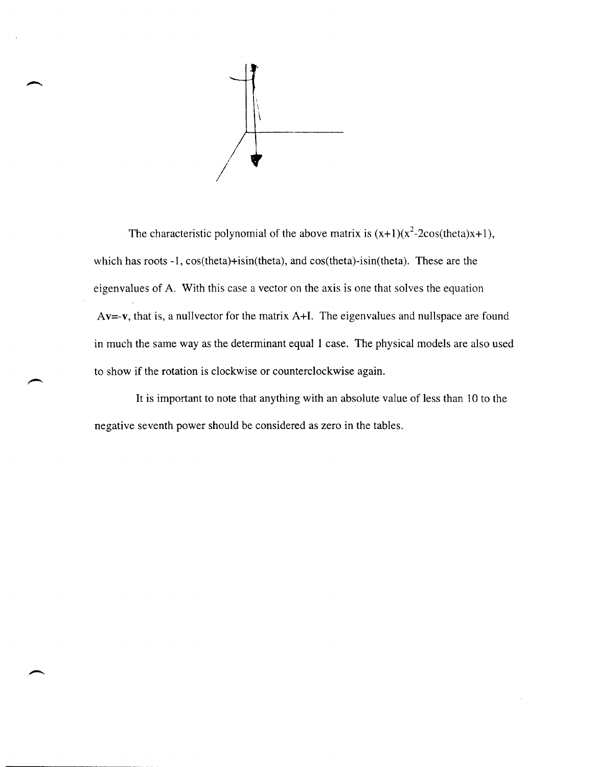The characteristic polynomial of the above matrix is $(x+1)(x^2-2\cos(\theta)x+1)$, which has roots $-1$, $\cos(\theta)+i\sin(\theta)$, and $\cos(\theta)-i\sin(\theta)$. These are the eigenvalues of A. With this case a vector on the axis is one that solves the equation $A\mathbf{v}=-\mathbf{v}$, that is, a nullvector for the matrix $A+I$. The eigenvalues and nullspace are found in much the same way as the determinant equal 1 case. The physical models are also used to show if the rotation is clockwise or counterclockwise again.

It is important to note that anything with an absolute value of less than 10 to the negative seventh power should be considered as zero in the tables.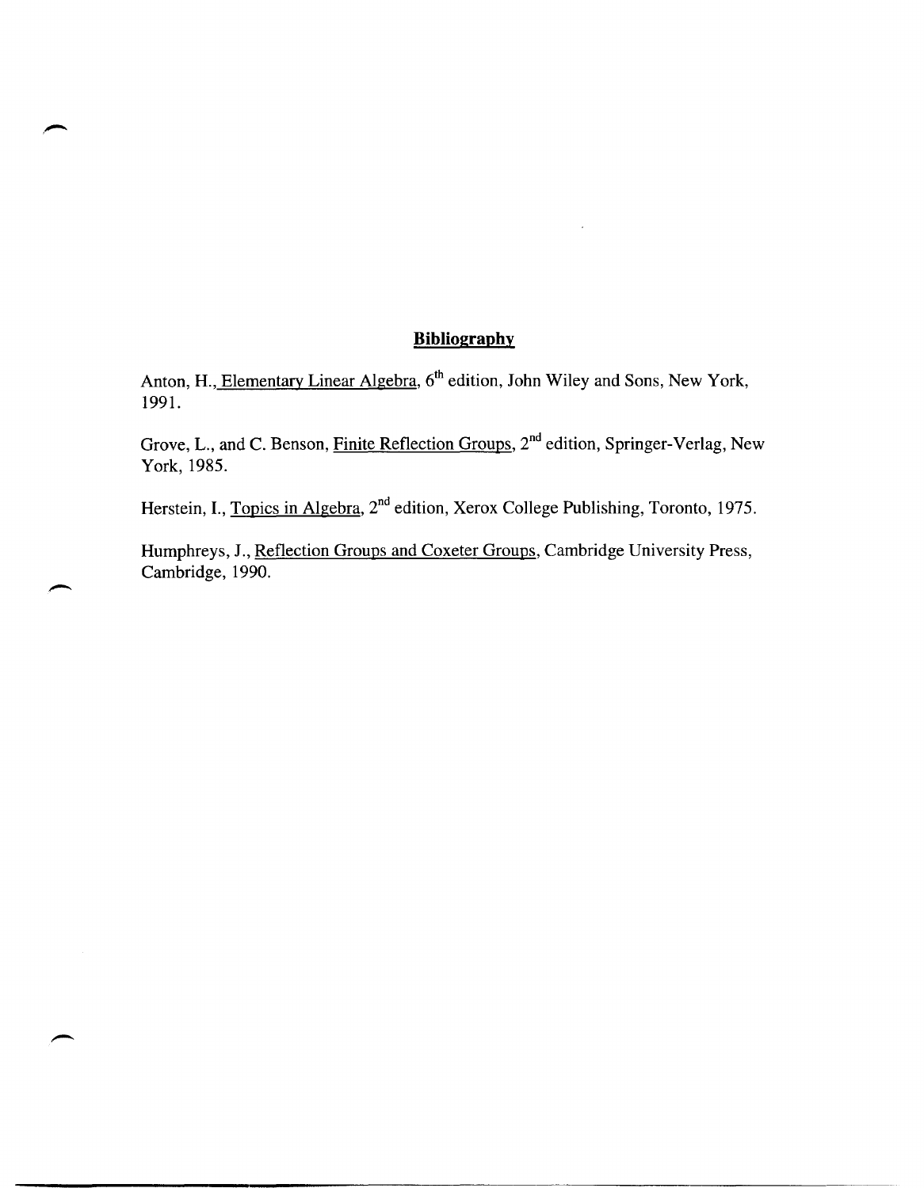## **Bibliography**

Anton, H., Elementary Linear Algebra, 6th edition, John Wiley and Sons, New York, 1991.

Grove, L., and C. Benson, Finite Reflection Groups, 2nd edition, Springer-Verlag, New York, 1985.

Herstein, I., Topics in Algebra, 2nd edition, Xerox College Publishing, Toronto, 1975.

Humphreys, J., Reflection Groups and Coxeter Groups, Cambridge University Press, Cambridge, 1990.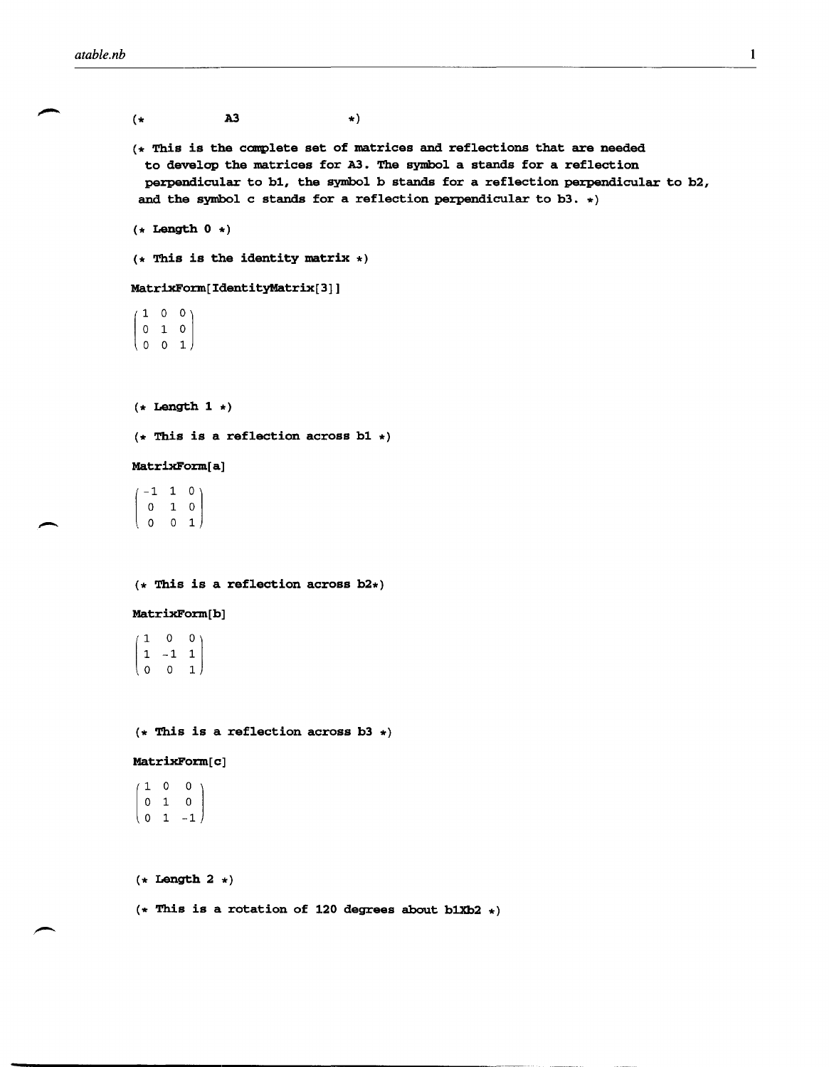```
(*          A3          *)

(* This is the complete set of matrices and reflections that are needed
  to develop the matrices for A3. The symbol a stands for a reflection
  perpendicular to b1, the symbol b stands for a reflection perpendicular to b2,
 and the symbol c stands for a reflection perpendicular to b3. *)

(* Length 0 *)

(* This is the identity matrix *)

MatrixForm[IdentityMatrix[3]]
```

$$\begin{pmatrix} 1 & 0 & 0 \\ 0 & 1 & 0 \\ 0 & 0 & 1 \end{pmatrix}$$

```
(* Length 1 *)

(* This is a reflection across b1 *)

MatrixForm[a]
```

$$\begin{pmatrix} -1 & 1 & 0 \\ 0 & 1 & 0 \\ 0 & 0 & 1 \end{pmatrix}$$

```
(* This is a reflection across b2*)

MatrixForm[b]
```

$$\begin{pmatrix} 1 & 0 & 0 \\ 1 & -1 & 1 \\ 0 & 0 & 1 \end{pmatrix}$$

```
(* This is a reflection across b3 *)

MatrixForm[c]
```

$$\begin{pmatrix} 1 & 0 & 0 \\ 0 & 1 & 0 \\ 0 & 1 & -1 \end{pmatrix}$$

```
(* Length 2 *)

(* This is a rotation of 120 degrees about b1Xb2 *)
```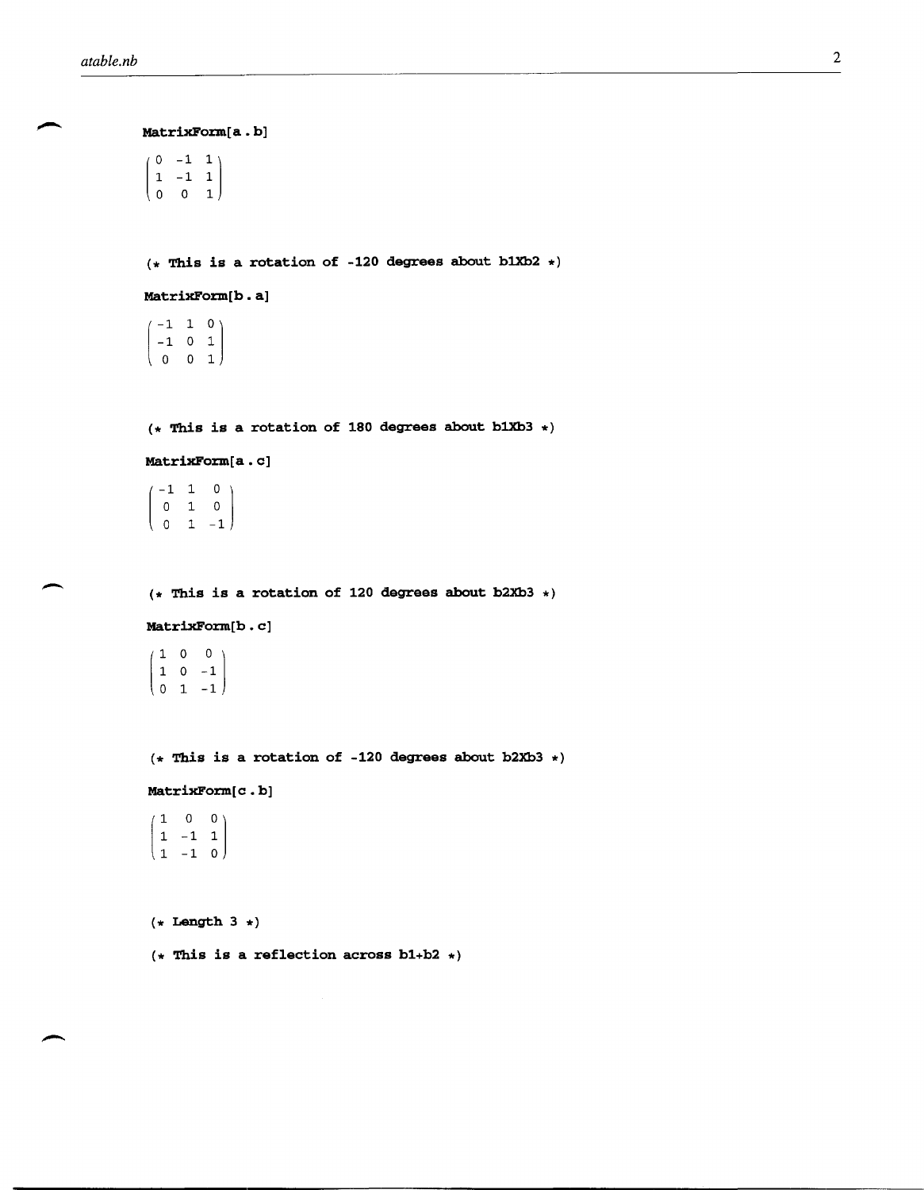```
MatrixForm[a . b]
```

$$\begin{pmatrix} 0 & -1 & 1 \\ 1 & -1 & 1 \\ 0 & 0 & 1 \end{pmatrix}$$

```
(* This is a rotation of -120 degrees about b1Xb2 *)
```

```
MatrixForm[b . a]
```

$$\begin{pmatrix} -1 & 1 & 0 \\ -1 & 0 & 1 \\ 0 & 0 & 1 \end{pmatrix}$$

```
(* This is a rotation of 180 degrees about b1Xb3 *)
```

```
MatrixForm[a . c]
```

$$\begin{pmatrix} -1 & 1 & 0 \\ 0 & 1 & 0 \\ 0 & 1 & -1 \end{pmatrix}$$

```
(* This is a rotation of 120 degrees about b2Xb3 *)
```

```
MatrixForm[b . c]
```

$$\begin{pmatrix} 1 & 0 & 0 \\ 1 & 0 & -1 \\ 0 & 1 & -1 \end{pmatrix}$$

```
(* This is a rotation of -120 degrees about b2Xb3 *)
```

```
MatrixForm[c . b]
```

$$\begin{pmatrix} 1 & 0 & 0 \\ 1 & -1 & 1 \\ 1 & -1 & 0 \end{pmatrix}$$

```
(* Length 3 *)
```

```
(* This is a reflection across b1+b2 *)
```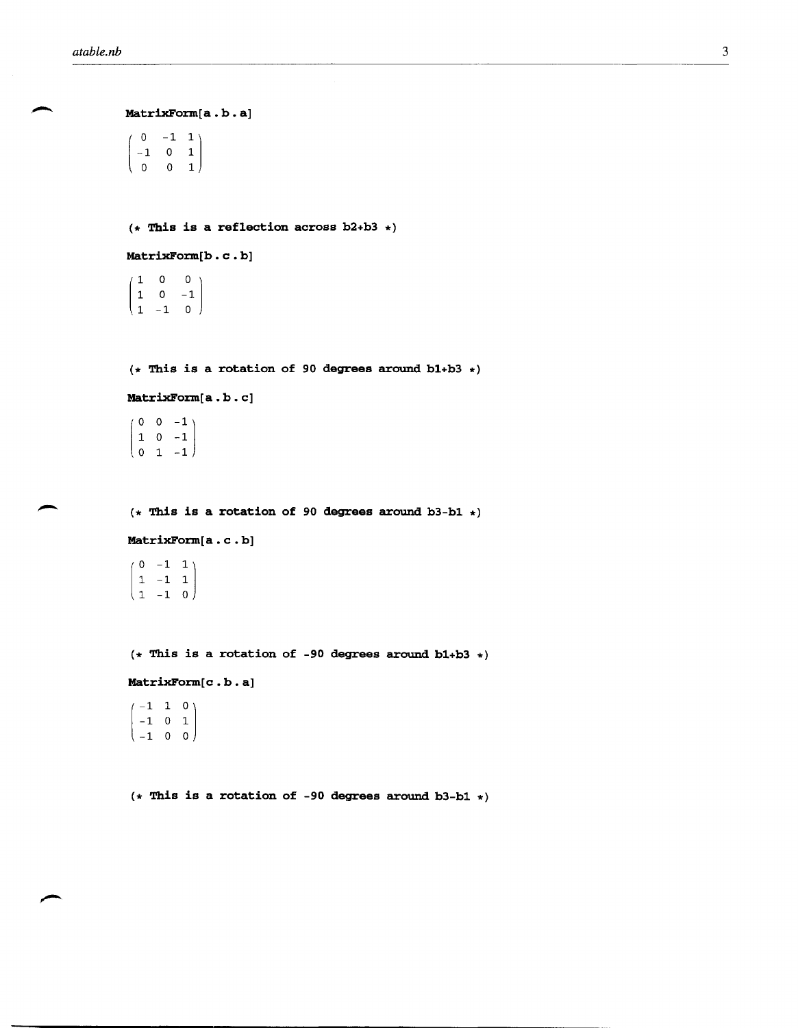```
MatrixForm[a . b . a]
```

$$\begin{pmatrix} 0 & -1 & 1 \\ -1 & 0 & 1 \\ 0 & 0 & 1 \end{pmatrix}$$

```
(* This is a reflection across b2+b3 *)
```

```
MatrixForm[b . c . b]
```

$$\begin{pmatrix} 1 & 0 & 0 \\ 1 & 0 & -1 \\ 1 & -1 & 0 \end{pmatrix}$$

```
(* This is a rotation of 90 degrees around b1+b3 *)
```

```
MatrixForm[a . b . c]
```

$$\begin{pmatrix} 0 & 0 & -1 \\ 1 & 0 & -1 \\ 0 & 1 & -1 \end{pmatrix}$$

```
(* This is a rotation of 90 degrees around b3-b1 *)
```

```
MatrixForm[a . c . b]
```

$$\begin{pmatrix} 0 & -1 & 1 \\ 1 & -1 & 1 \\ 1 & -1 & 0 \end{pmatrix}$$

```
(* This is a rotation of -90 degrees around b1+b3 *)
```

```
MatrixForm[c . b . a]
```

$$\begin{pmatrix} -1 & 1 & 0 \\ -1 & 0 & 1 \\ -1 & 0 & 0 \end{pmatrix}$$

```
(* This is a rotation of -90 degrees around b3-b1 *)
```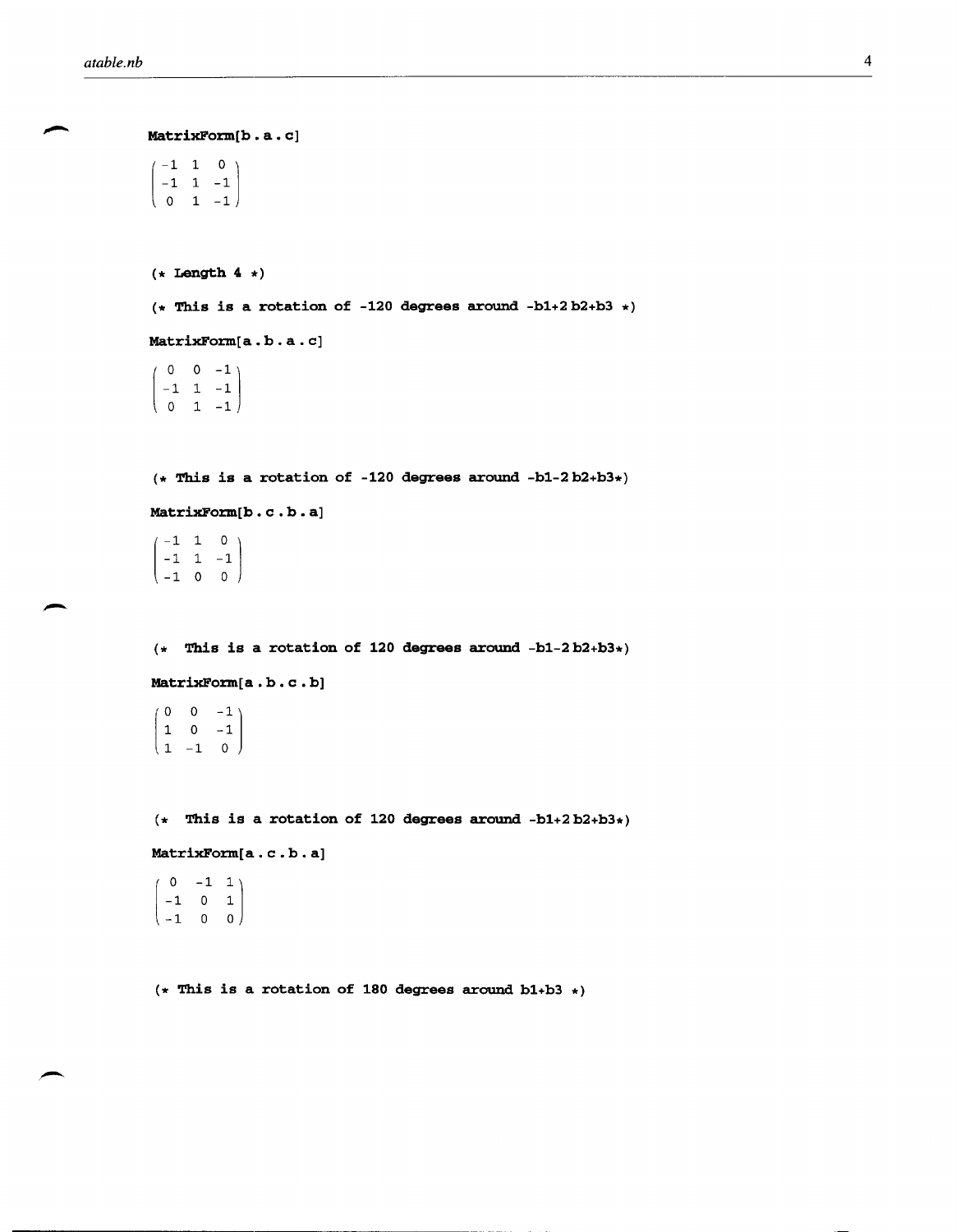```
MatrixForm[b . a . c]
```

$$\begin{pmatrix} -1 & 1 & 0 \\ -1 & 1 & -1 \\ 0 & 1 & -1 \end{pmatrix}$$

```
(* Length 4 *)

(* This is a rotation of -120 degrees around -b1+2 b2+b3 *)

MatrixForm[a . b . a . c]
```

$$\begin{pmatrix} 0 & 0 & -1 \\ -1 & 1 & -1 \\ 0 & 1 & -1 \end{pmatrix}$$

```
(* This is a rotation of -120 degrees around -b1-2 b2+b3*)

MatrixForm[b . c . b . a]
```

$$\begin{pmatrix} -1 & 1 & 0 \\ -1 & 1 & -1 \\ -1 & 0 & 0 \end{pmatrix}$$

```
(*  This is a rotation of 120 degrees around -b1-2 b2+b3*)

MatrixForm[a . b . c . b]
```

$$\begin{pmatrix} 0 & 0 & -1 \\ 1 & 0 & -1 \\ 1 & -1 & 0 \end{pmatrix}$$

```
(*  This is a rotation of 120 degrees around -b1+2 b2+b3*)

MatrixForm[a . c . b . a]
```

$$\begin{pmatrix} 0 & -1 & 1 \\ -1 & 0 & 1 \\ -1 & 0 & 0 \end{pmatrix}$$

```
(* This is a rotation of 180 degrees around b1+b3 *)
```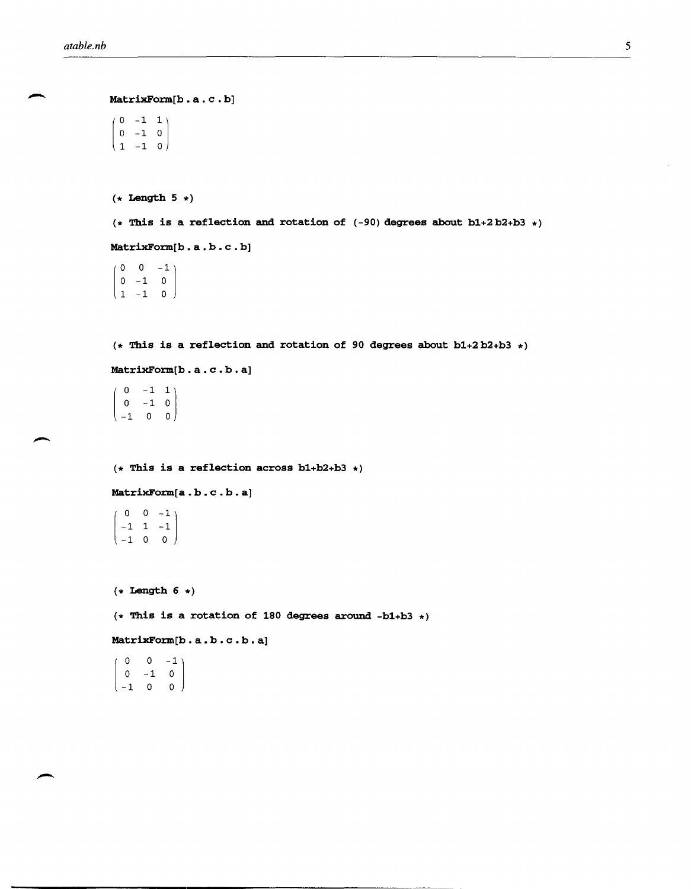```
MatrixForm[b . a . c . b]
```

$$\begin{pmatrix} 0 & -1 & 1 \\ 0 & -1 & 0 \\ 1 & -1 & 0 \end{pmatrix}$$

```
(* Length 5 *)

(* This is a reflection and rotation of (-90) degrees about b1+2 b2+b3 *)

MatrixForm[b . a . b . c . b]
```

$$\begin{pmatrix} 0 & 0 & -1 \\ 0 & -1 & 0 \\ 1 & -1 & 0 \end{pmatrix}$$

```
(* This is a reflection and rotation of 90 degrees about b1+2 b2+b3 *)

MatrixForm[b . a . c . b . a]
```

$$\begin{pmatrix} 0 & -1 & 1 \\ 0 & -1 & 0 \\ -1 & 0 & 0 \end{pmatrix}$$

```
(* This is a reflection across b1+b2+b3 *)

MatrixForm[a . b . c . b . a]
```

$$\begin{pmatrix} 0 & 0 & -1 \\ -1 & 1 & -1 \\ -1 & 0 & 0 \end{pmatrix}$$

```
(* Length 6 *)

(* This is a rotation of 180 degrees around -b1+b3 *)

MatrixForm[b . a . b . c . b . a]
```

$$\begin{pmatrix} 0 & 0 & -1 \\ 0 & -1 & 0 \\ -1 & 0 & 0 \end{pmatrix}$$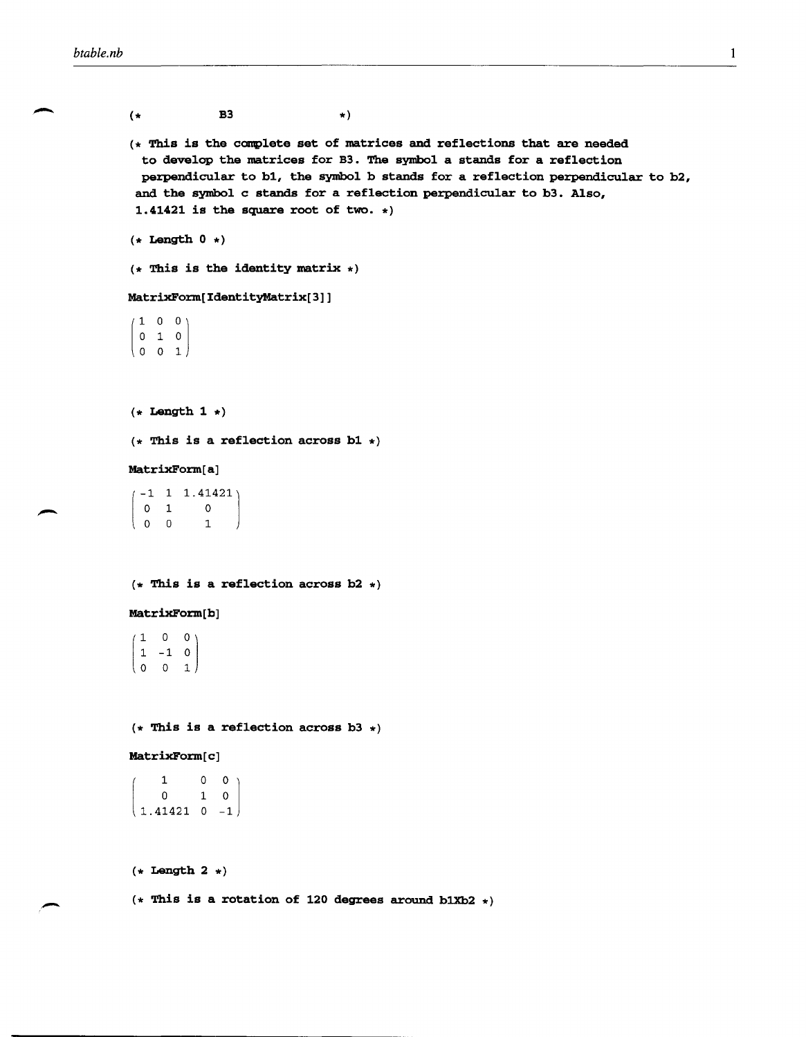```
(*           B3              *)

(* This is the complete set of matrices and reflections that are needed
  to develop the matrices for B3. The symbol a stands for a reflection
  perpendicular to b1, the symbol b stands for a reflection perpendicular to b2,
 and the symbol c stands for a reflection perpendicular to b3. Also,
 1.41421 is the square root of two. *)

(* Length 0 *)

(* This is the identity matrix *)

MatrixForm[IdentityMatrix[3]]
```

$$\begin{pmatrix} 1 & 0 & 0 \\ 0 & 1 & 0 \\ 0 & 0 & 1 \end{pmatrix}$$

```
(* Length 1 *)

(* This is a reflection across b1 *)

MatrixForm[a]
```

$$\begin{pmatrix} -1 & 1 & 1.41421 \\ 0 & 1 & 0 \\ 0 & 0 & 1 \end{pmatrix}$$

```
(* This is a reflection across b2 *)

MatrixForm[b]
```

$$\begin{pmatrix} 1 & 0 & 0 \\ 1 & -1 & 0 \\ 0 & 0 & 1 \end{pmatrix}$$

```
(* This is a reflection across b3 *)

MatrixForm[c]
```

$$\begin{pmatrix} 1 & 0 & 0 \\ 0 & 1 & 0 \\ 1.41421 & 0 & -1 \end{pmatrix}$$

```
(* Length 2 *)

(* This is a rotation of 120 degrees around b1Xb2 *)
```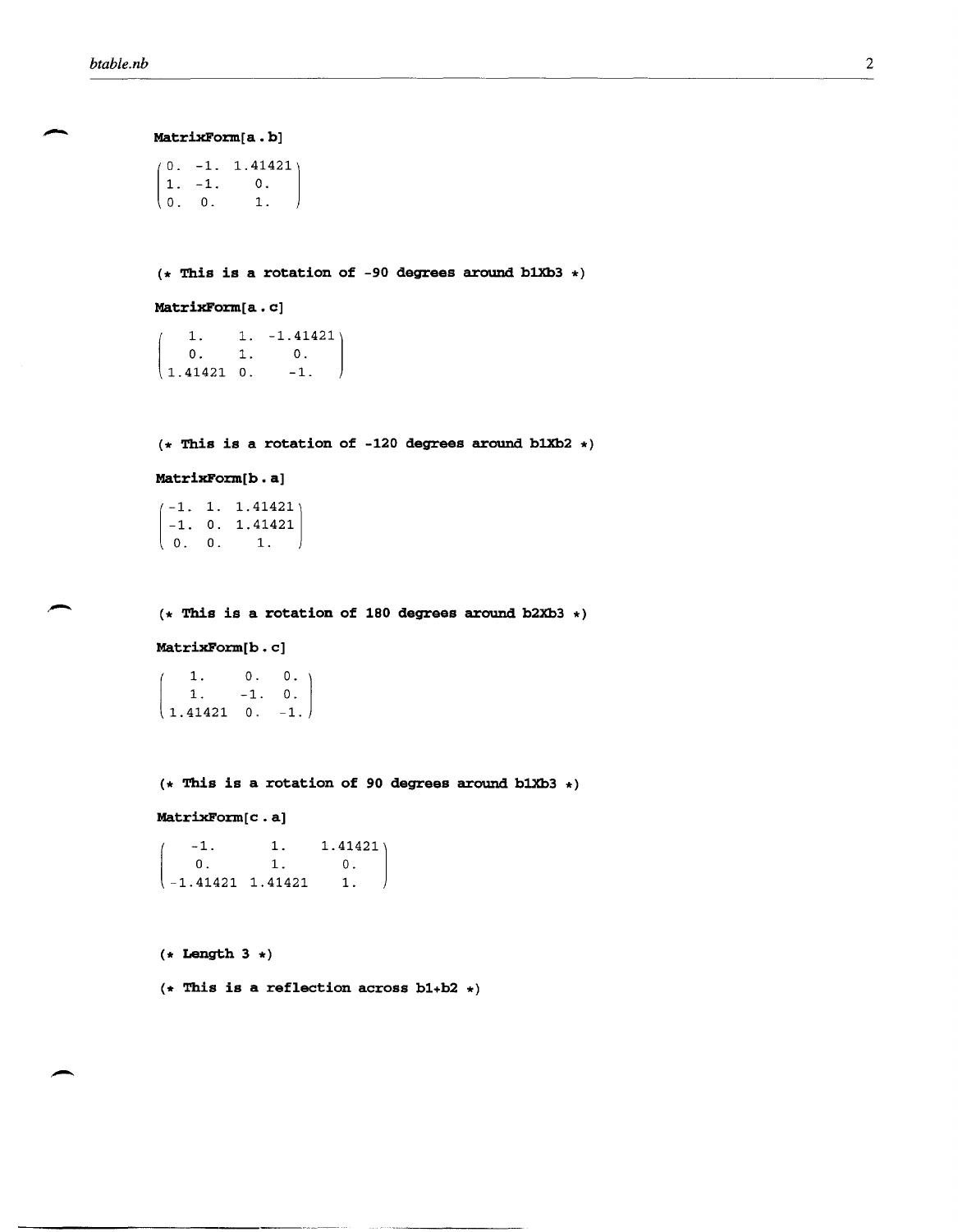```
MatrixForm[a . b]
```

$$\begin{pmatrix} 0. & -1. & 1.41421 \\ 1. & -1. & 0. \\ 0. & 0. & 1. \end{pmatrix}$$

```
(* This is a rotation of -90 degrees around b1Xb3 *)
```

```
MatrixForm[a . c]
```

$$\begin{pmatrix} 1. & 1. & -1.41421 \\ 0. & 1. & 0. \\ 1.41421 & 0. & -1. \end{pmatrix}$$

```
(* This is a rotation of -120 degrees around b1Xb2 *)
```

```
MatrixForm[b . a]
```

$$\begin{pmatrix} -1. & 1. & 1.41421 \\ -1. & 0. & 1.41421 \\ 0. & 0. & 1. \end{pmatrix}$$

```
(* This is a rotation of 180 degrees around b2Xb3 *)
```

```
MatrixForm[b . c]
```

$$\begin{pmatrix} 1. & 0. & 0. \\ 1. & -1. & 0. \\ 1.41421 & 0. & -1. \end{pmatrix}$$

```
(* This is a rotation of 90 degrees around b1Xb3 *)
```

```
MatrixForm[c . a]
```

$$\begin{pmatrix} -1. & 1. & 1.41421 \\ 0. & 1. & 0. \\ -1.41421 & 1.41421 & 1. \end{pmatrix}$$

```
(* Length 3 *)

(* This is a reflection across b1+b2 *)
```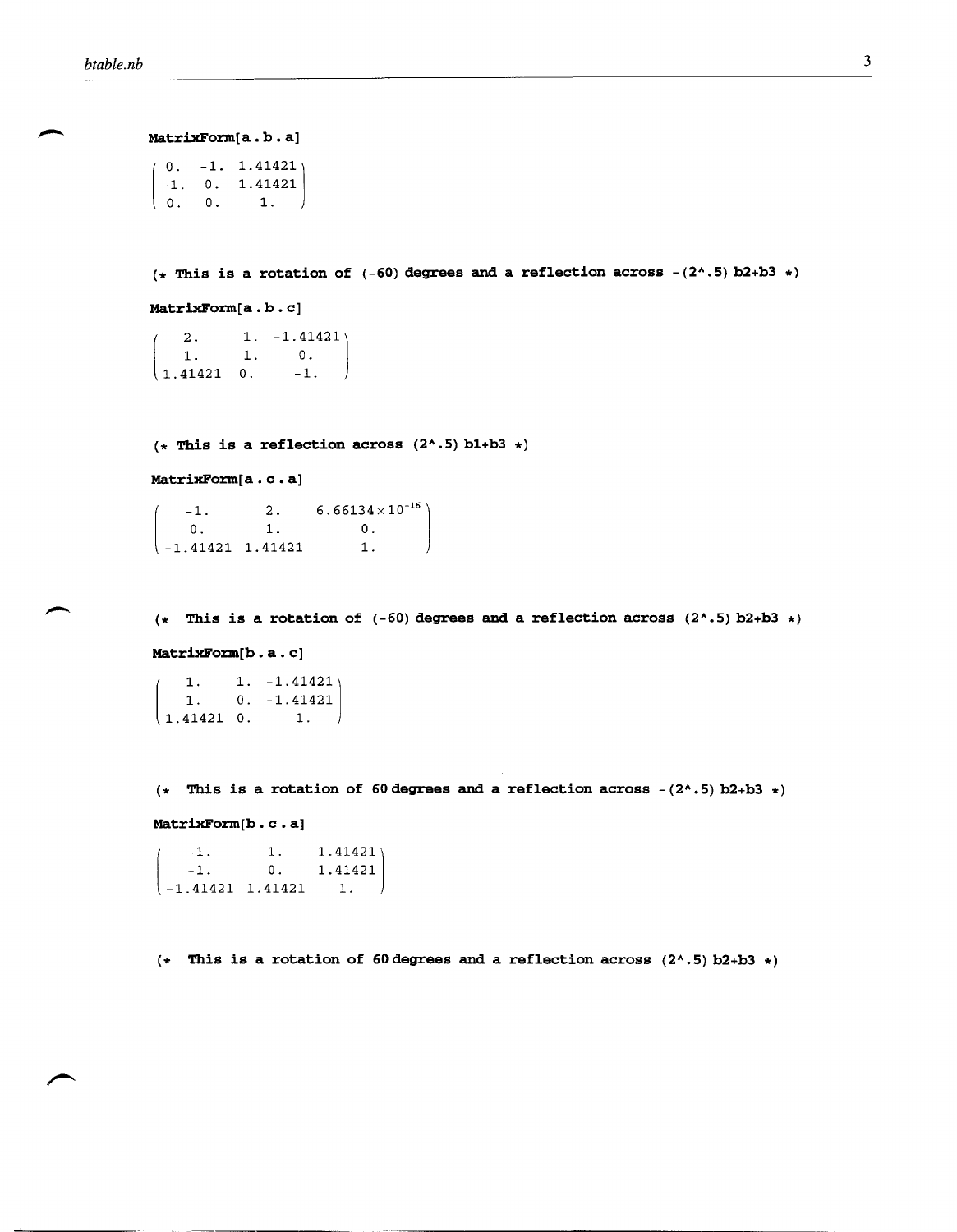```
MatrixForm[a . b . a]
```

$$\begin{pmatrix} 0. & -1. & 1.41421 \\ -1. & 0. & 1.41421 \\ 0. & 0. & 1. \end{pmatrix}$$

```
(* This is a rotation of (-60) degrees and a reflection across -(2^.5) b2+b3 *)
```

```
MatrixForm[a . b . c]
```

$$\begin{pmatrix} 2. & -1. & -1.41421 \\ 1. & -1. & 0. \\ 1.41421 & 0. & -1. \end{pmatrix}$$

```
(* This is a reflection across (2^.5) b1+b3 *)
```

```
MatrixForm[a . c . a]
```

$$\begin{pmatrix} -1. & 2. & 6.66134\times10^{-16} \\ 0. & 1. & 0. \\ -1.41421 & 1.41421 & 1. \end{pmatrix}$$

```
(* This is a rotation of (-60) degrees and a reflection across (2^.5) b2+b3 *)
```

```
MatrixForm[b . a . c]
```

$$\begin{pmatrix} 1. & 1. & -1.41421 \\ 1. & 0. & -1.41421 \\ 1.41421 & 0. & -1. \end{pmatrix}$$

```
(* This is a rotation of 60 degrees and a reflection across -(2^.5) b2+b3 *)
```

```
MatrixForm[b . c . a]
```

$$\begin{pmatrix} -1. & 1. & 1.41421 \\ -1. & 0. & 1.41421 \\ -1.41421 & 1.41421 & 1. \end{pmatrix}$$

```
(* This is a rotation of 60 degrees and a reflection across (2^.5) b2+b3 *)
```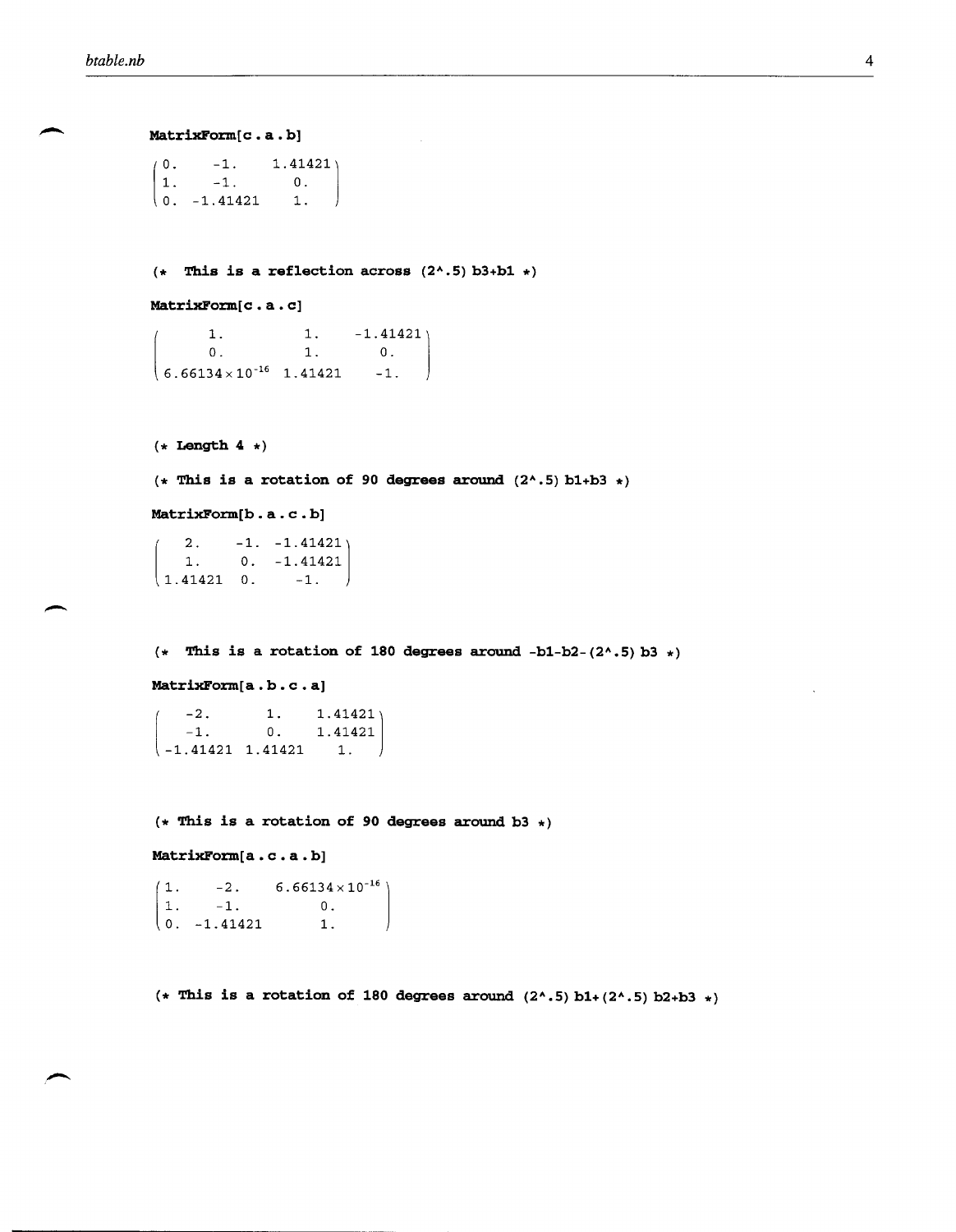```
MatrixForm[c . a . b]
```

$$\begin{pmatrix} 0. & -1. & 1.41421 \\ 1. & -1. & 0. \\ 0. & -1.41421 & 1. \end{pmatrix}$$

```
(*  This is a reflection across (2^.5) b3+b1 *)

MatrixForm[c . a . c]
```

$$\begin{pmatrix} 1. & 1. & -1.41421 \\ 0. & 1. & 0. \\ 6.66134\times 10^{-16} & 1.41421 & -1. \end{pmatrix}$$

```
(* Length 4 *)

(* This is a rotation of 90 degrees around (2^.5) b1+b3 *)

MatrixForm[b . a . c . b]
```

$$\begin{pmatrix} 2. & -1. & -1.41421 \\ 1. & 0. & -1.41421 \\ 1.41421 & 0. & -1. \end{pmatrix}$$

```
(*  This is a rotation of 180 degrees around -b1-b2-(2^.5) b3 *)

MatrixForm[a . b . c . a]
```

$$\begin{pmatrix} -2. & 1. & 1.41421 \\ -1. & 0. & 1.41421 \\ -1.41421 & 1.41421 & 1. \end{pmatrix}$$

```
(* This is a rotation of 90 degrees around b3 *)

MatrixForm[a . c . a . b]
```

$$\begin{pmatrix} 1. & -2. & 6.66134\times 10^{-16} \\ 1. & -1. & 0. \\ 0. & -1.41421 & 1. \end{pmatrix}$$

```
(* This is a rotation of 180 degrees around (2^.5) b1+(2^.5) b2+b3 *)
```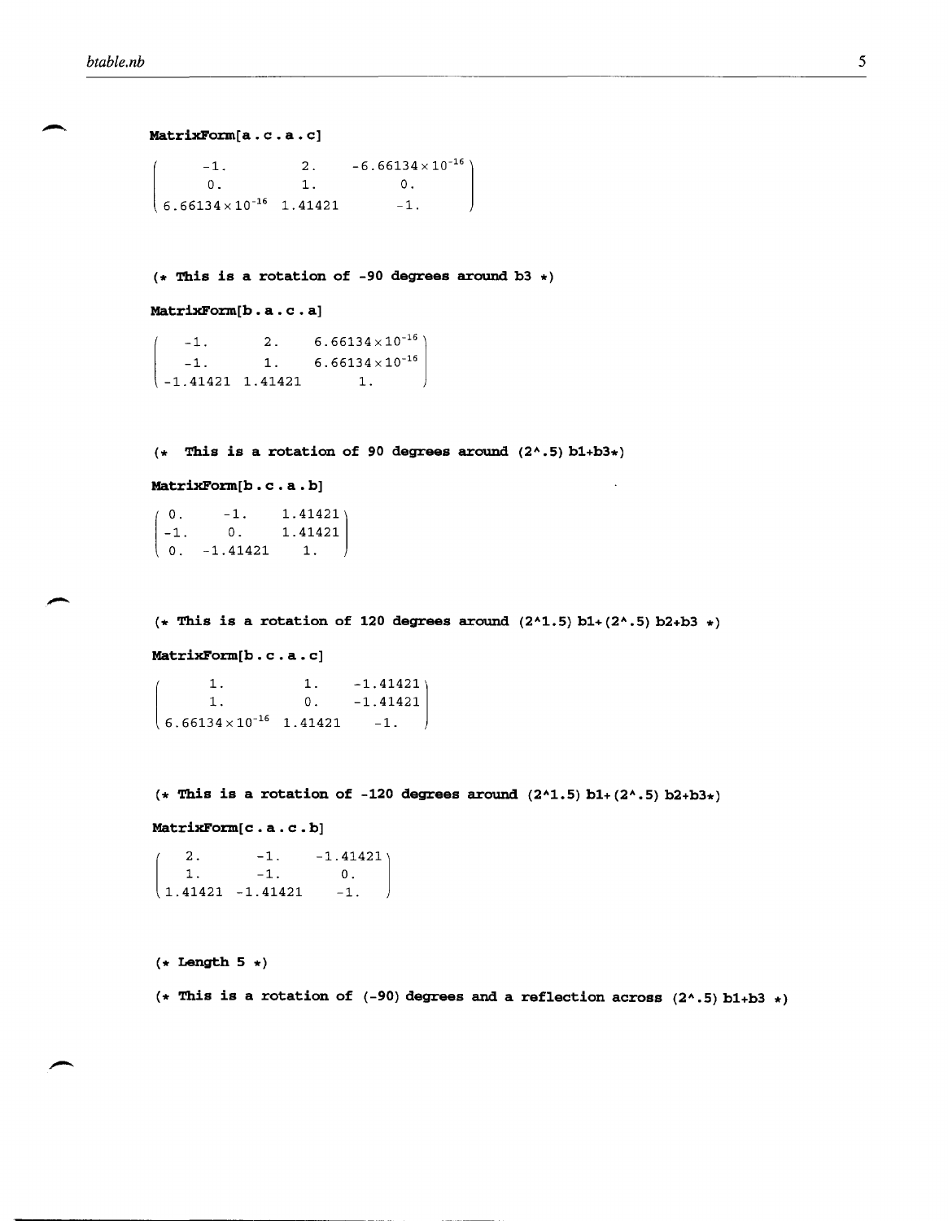```
MatrixForm[a . c . a . c]
```

$$\begin{pmatrix} -1. & 2. & -6.66134\times10^{-16} \\ 0. & 1. & 0. \\ 6.66134\times10^{-16} & 1.41421 & -1. \end{pmatrix}$$

```
(* This is a rotation of -90 degrees around b3 *)

MatrixForm[b . a . c . a]
```

$$\begin{pmatrix} -1. & 2. & 6.66134\times10^{-16} \\ -1. & 1. & 6.66134\times10^{-16} \\ -1.41421 & 1.41421 & 1. \end{pmatrix}$$

```
(*  This is a rotation of 90 degrees around (2^.5) b1+b3*)

MatrixForm[b . c . a . b]
```

$$\begin{pmatrix} 0. & -1. & 1.41421 \\ -1. & 0. & 1.41421 \\ 0. & -1.41421 & 1. \end{pmatrix}$$

```
(* This is a rotation of 120 degrees around (2^1.5) b1+(2^.5) b2+b3 *)

MatrixForm[b . c . a . c]
```

$$\begin{pmatrix} 1. & 1. & -1.41421 \\ 1. & 0. & -1.41421 \\ 6.66134\times10^{-16} & 1.41421 & -1. \end{pmatrix}$$

```
(* This is a rotation of -120 degrees around (2^1.5) b1+(2^.5) b2+b3*)

MatrixForm[c . a . c . b]
```

$$\begin{pmatrix} 2. & -1. & -1.41421 \\ 1. & -1. & 0. \\ 1.41421 & -1.41421 & -1. \end{pmatrix}$$

```
(* Length 5 *)

(* This is a rotation of (-90) degrees and a reflection across (2^.5) b1+b3 *)
```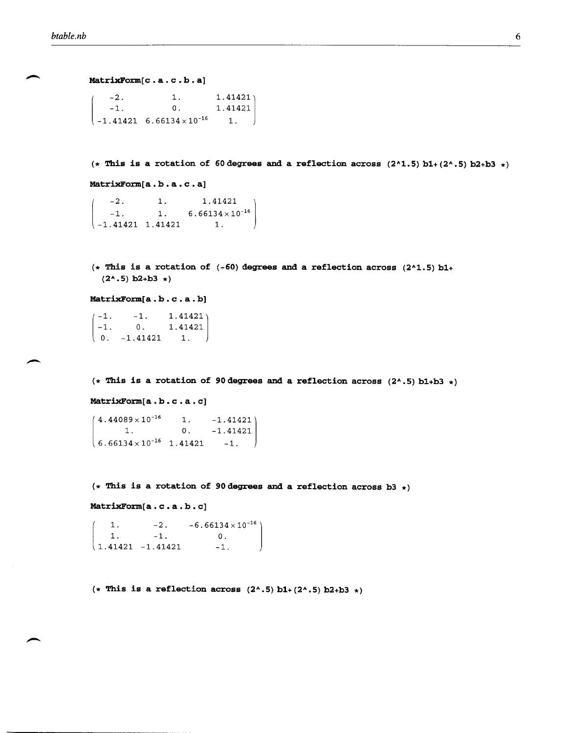```
MatrixForm[c . a . c . b . a]
```

$$\begin{pmatrix} -2. & 1. & 1.41421 \\ -1. & 0. & 1.41421 \\ -1.41421 & 6.66134\times10^{-16} & 1. \end{pmatrix}$$

```
(* This is a rotation of 60 degrees and a reflection across (2^1.5) b1+(2^.5) b2+b3 *)
```

```
MatrixForm[a . b . a . c . a]
```

$$\begin{pmatrix} -2. & 1. & 1.41421 \\ -1. & 1. & 6.66134\times10^{-16} \\ -1.41421 & 1.41421 & 1. \end{pmatrix}$$

```
(* This is a rotation of (-60) degrees and a reflection across (2^1.5) b1+
  (2^.5) b2+b3 *)
```

```
MatrixForm[a . b . c . a . b]
```

$$\begin{pmatrix} -1. & -1. & 1.41421 \\ -1. & 0. & 1.41421 \\ 0. & -1.41421 & 1. \end{pmatrix}$$

```
(* This is a rotation of 90 degrees and a reflection across (2^.5) b1+b3 *)
```

```
MatrixForm[a . b . c . a . c]
```

$$\begin{pmatrix} 4.44089\times10^{-16} & 1. & -1.41421 \\ 1. & 0. & -1.41421 \\ 6.66134\times10^{-16} & 1.41421 & -1. \end{pmatrix}$$

```
(* This is a rotation of 90 degrees and a reflection across b3 *)
```

```
MatrixForm[a . c . a . b . c]
```

$$\begin{pmatrix} 1. & -2. & -6.66134\times10^{-16} \\ 1. & -1. & 0. \\ 1.41421 & -1.41421 & -1. \end{pmatrix}$$

```
(* This is a reflection across (2^.5) b1+(2^.5) b2+b3 *)
```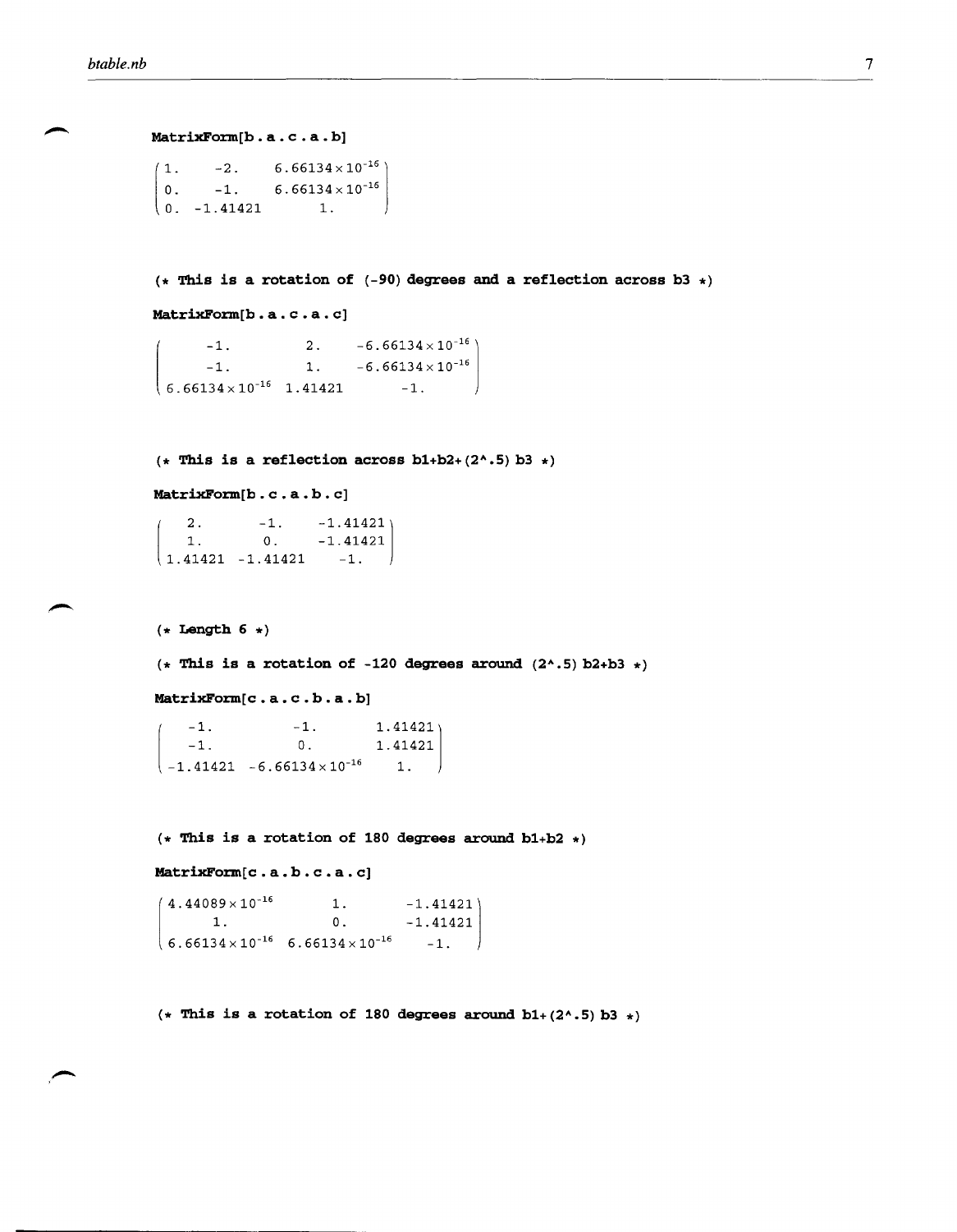```
MatrixForm[b . a . c . a . b]
```

$$\begin{pmatrix} 1. & -2. & 6.66134\times10^{-16} \\ 0. & -1. & 6.66134\times10^{-16} \\ 0. & -1.41421 & 1. \end{pmatrix}$$

```
(* This is a rotation of (-90) degrees and a reflection across b3 *)
```

```
MatrixForm[b . a . c . a . c]
```

$$\begin{pmatrix} -1. & 2. & -6.66134\times10^{-16} \\ -1. & 1. & -6.66134\times10^{-16} \\ 6.66134\times10^{-16} & 1.41421 & -1. \end{pmatrix}$$

```
(* This is a reflection across b1+b2+(2^.5) b3 *)
```

```
MatrixForm[b . c . a . b . c]
```

$$\begin{pmatrix} 2. & -1. & -1.41421 \\ 1. & 0. & -1.41421 \\ 1.41421 & -1.41421 & -1. \end{pmatrix}$$

```
(* Length 6 *)
```

```
(* This is a rotation of -120 degrees around (2^.5) b2+b3 *)
```

```
MatrixForm[c . a . c . b . a . b]
```

$$\begin{pmatrix} -1. & -1. & 1.41421 \\ -1. & 0. & 1.41421 \\ -1.41421 & -6.66134\times10^{-16} & 1. \end{pmatrix}$$

```
(* This is a rotation of 180 degrees around b1+b2 *)
```

```
MatrixForm[c . a . b . c . a . c]
```

$$\begin{pmatrix} 4.44089\times10^{-16} & 1. & -1.41421 \\ 1. & 0. & -1.41421 \\ 6.66134\times10^{-16} & 6.66134\times10^{-16} & -1. \end{pmatrix}$$

```
(* This is a rotation of 180 degrees around b1+(2^.5) b3 *)
```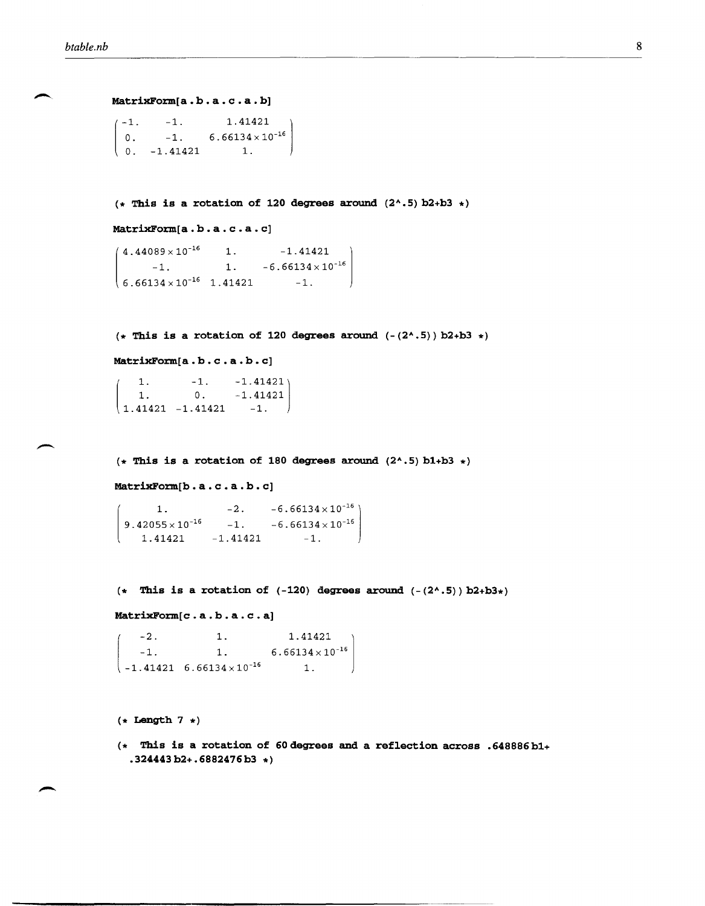```
MatrixForm[a . b . a . c . a . b]
```

$$\begin{pmatrix} -1. & -1. & 1.41421 \\ 0. & -1. & 6.66134\times10^{-16} \\ 0. & -1.41421 & 1. \end{pmatrix}$$

```
(* This is a rotation of 120 degrees around (2^.5) b2+b3 *)
MatrixForm[a . b . a . c . a . c]
```

$$\begin{pmatrix} 4.44089\times10^{-16} & 1. & -1.41421 \\ -1. & 1. & -6.66134\times10^{-16} \\ 6.66134\times10^{-16} & 1.41421 & -1. \end{pmatrix}$$

```
(* This is a rotation of 120 degrees around (-(2^.5)) b2+b3 *)
MatrixForm[a . b . c . a . b . c]
```

$$\begin{pmatrix} 1. & -1. & -1.41421 \\ 1. & 0. & -1.41421 \\ 1.41421 & -1.41421 & -1. \end{pmatrix}$$

```
(* This is a rotation of 180 degrees around (2^.5) b1+b3 *)
MatrixForm[b . a . c . a . b . c]
```

$$\begin{pmatrix} 1. & -2. & -6.66134\times10^{-16} \\ 9.42055\times10^{-16} & -1. & -6.66134\times10^{-16} \\ 1.41421 & -1.41421 & -1. \end{pmatrix}$$

```
(* This is a rotation of (-120) degrees around (-(2^.5)) b2+b3*)
MatrixForm[c . a . b . a . c . a]
```

$$\begin{pmatrix} -2. & 1. & 1.41421 \\ -1. & 1. & 6.66134\times10^{-16} \\ -1.41421 & 6.66134\times10^{-16} & 1. \end{pmatrix}$$

```
(* Length 7 *)
(* This is a rotation of 60 degrees and a reflection across .648886b1+
  .324443b2+.6882476b3 *)
```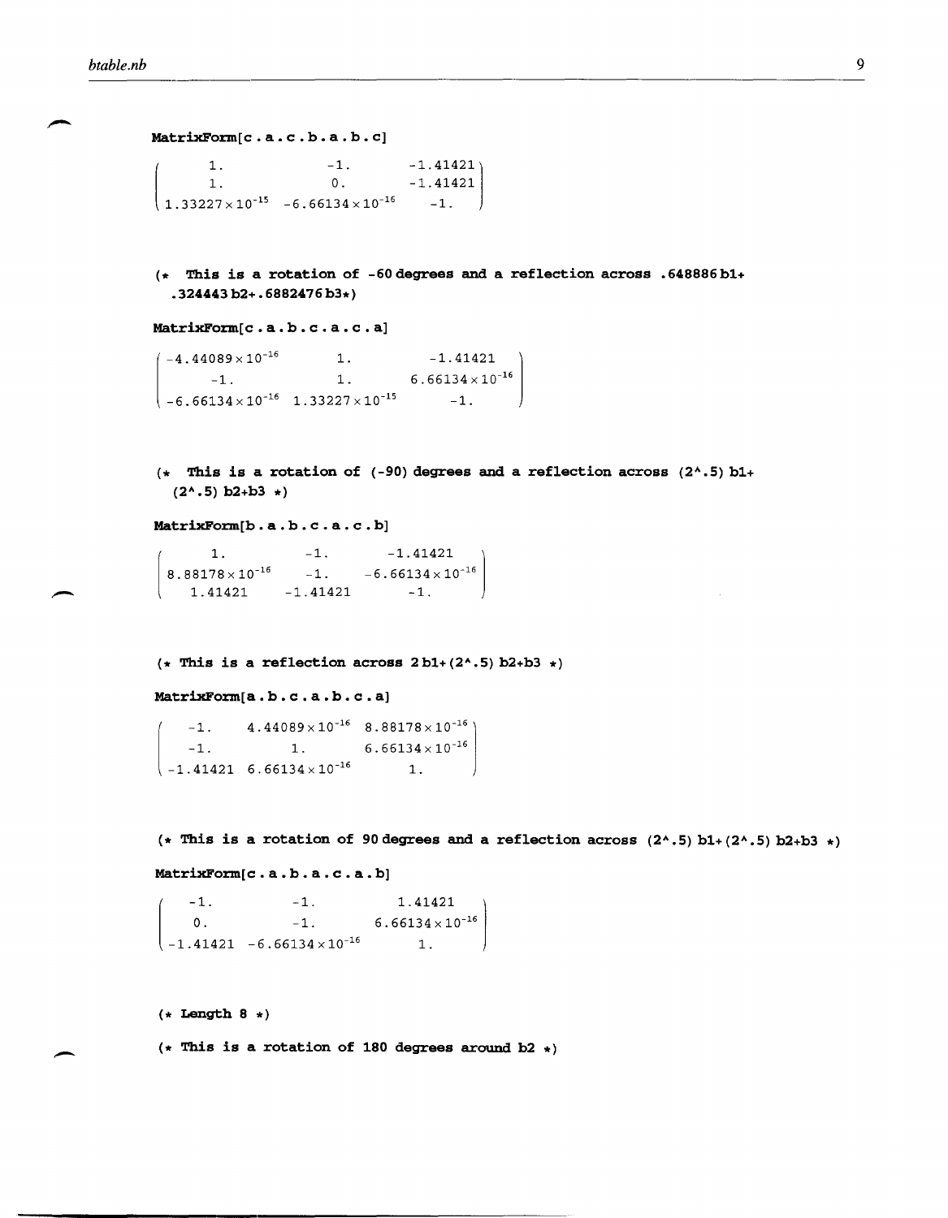```
MatrixForm[c . a . c . b . a . b . c]
```

$$\begin{pmatrix} 1. & -1. & -1.41421 \\ 1. & 0. & -1.41421 \\ 1.33227\times10^{-15} & -6.66134\times10^{-16} & -1. \end{pmatrix}$$

```
(* This is a rotation of -60 degrees and a reflection across .648886 b1+
  .324443 b2+.6882476 b3*)

MatrixForm[c . a . b . c . a . c . a]
```

$$\begin{pmatrix} -4.44089\times10^{-16} & 1. & -1.41421 \\ -1. & 1. & 6.66134\times10^{-16} \\ -6.66134\times10^{-16} & 1.33227\times10^{-15} & -1. \end{pmatrix}$$

```
(* This is a rotation of (-90) degrees and a reflection across (2^.5) b1+
  (2^.5) b2+b3 *)

MatrixForm[b . a . b . c . a . c . b]
```

$$\begin{pmatrix} 1. & -1. & -1.41421 \\ 8.88178\times10^{-16} & -1. & -6.66134\times10^{-16} \\ 1.41421 & -1.41421 & -1. \end{pmatrix}$$

```
(* This is a reflection across 2 b1+(2^.5) b2+b3 *)

MatrixForm[a . b . c . a . b . c . a]
```

$$\begin{pmatrix} -1. & 4.44089\times10^{-16} & 8.88178\times10^{-16} \\ -1. & 1. & 6.66134\times10^{-16} \\ -1.41421 & 6.66134\times10^{-16} & 1. \end{pmatrix}$$

```
(* This is a rotation of 90 degrees and a reflection across (2^.5) b1+(2^.5) b2+b3 *)

MatrixForm[c . a . b . a . c . a . b]
```

$$\begin{pmatrix} -1. & -1. & 1.41421 \\ 0. & -1. & 6.66134\times10^{-16} \\ -1.41421 & -6.66134\times10^{-16} & 1. \end{pmatrix}$$

```
(* Length 8 *)

(* This is a rotation of 180 degrees around b2 *)
```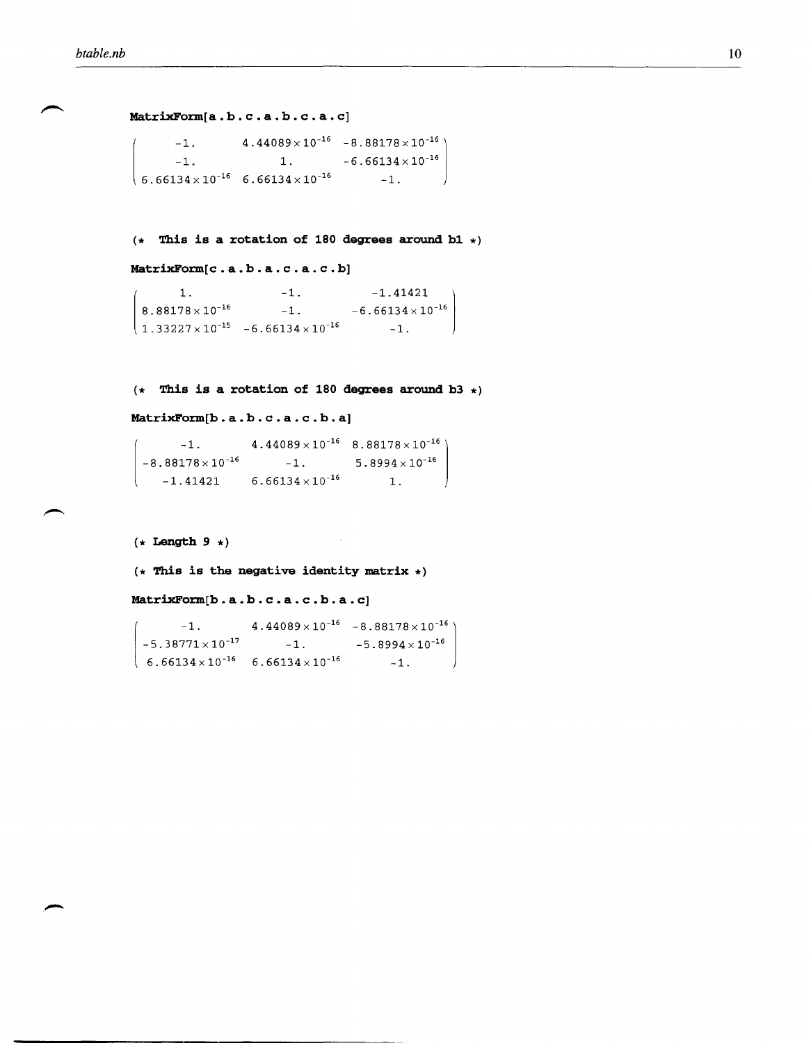```
MatrixForm[a.b.c.a.b.c.a.c]
```

$$\begin{pmatrix} -1. & 4.44089\times10^{-16} & -8.88178\times10^{-16} \\ -1. & 1. & -6.66134\times10^{-16} \\ 6.66134\times10^{-16} & 6.66134\times10^{-16} & -1. \end{pmatrix}$$

```
(* This is a rotation of 180 degrees around b1 *)

MatrixForm[c.a.b.a.c.a.c.b]
```

$$\begin{pmatrix} 1. & -1. & -1.41421 \\ 8.88178\times10^{-16} & -1. & -6.66134\times10^{-16} \\ 1.33227\times10^{-15} & -6.66134\times10^{-16} & -1. \end{pmatrix}$$

```
(* This is a rotation of 180 degrees around b3 *)

MatrixForm[b.a.b.c.a.c.b.a]
```

$$\begin{pmatrix} -1. & 4.44089\times10^{-16} & 8.88178\times10^{-16} \\ -8.88178\times10^{-16} & -1. & 5.8994\times10^{-16} \\ -1.41421 & 6.66134\times10^{-16} & 1. \end{pmatrix}$$

```
(* Length 9 *)

(* This is the negative identity matrix *)

MatrixForm[b.a.b.c.a.c.b.a.c]
```

$$\begin{pmatrix} -1. & 4.44089\times10^{-16} & -8.88178\times10^{-16} \\ -5.38771\times10^{-17} & -1. & -5.8994\times10^{-16} \\ 6.66134\times10^{-16} & 6.66134\times10^{-16} & -1. \end{pmatrix}$$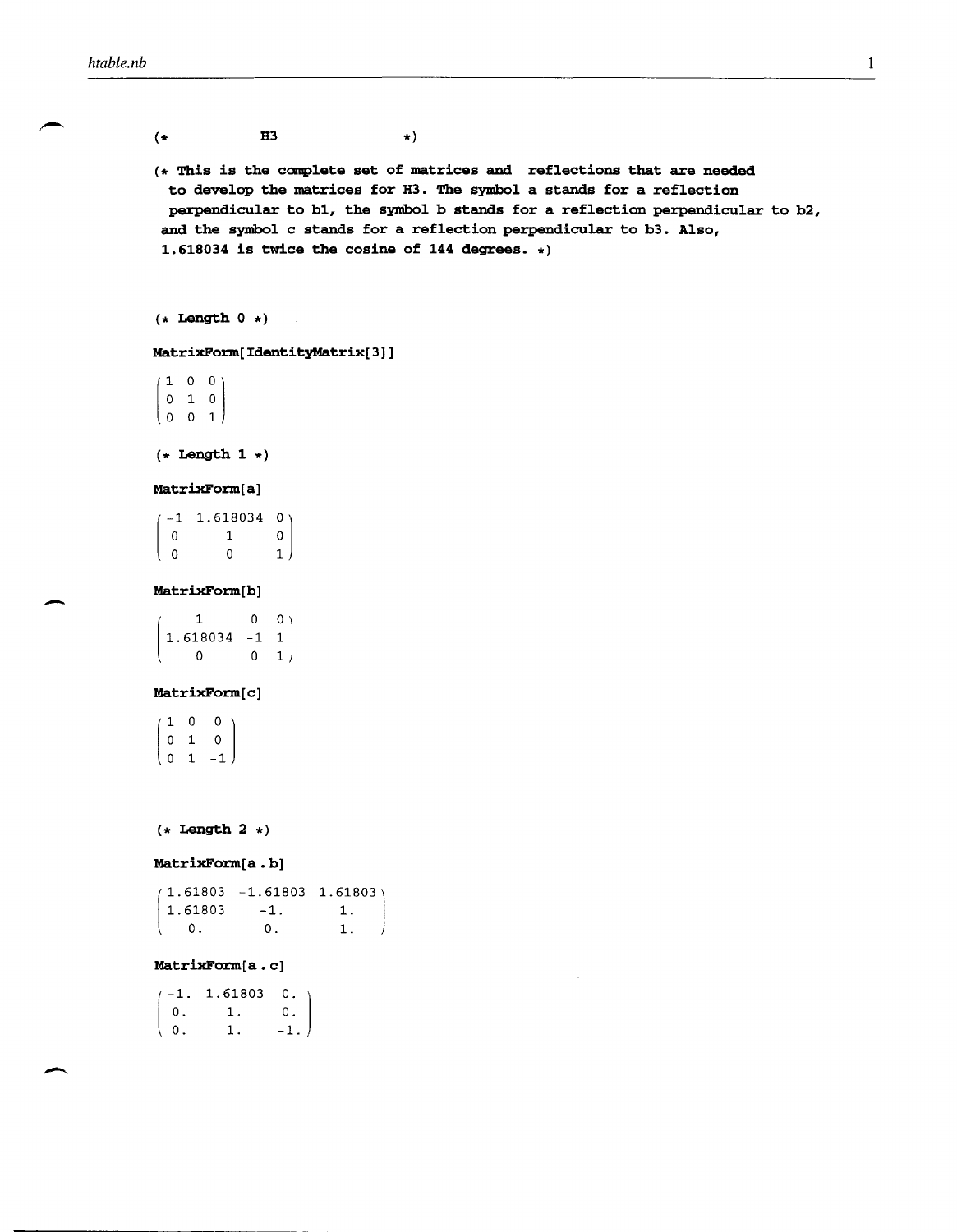```
(*          H3          *)

(* This is the complete set of matrices and  reflections that are needed
  to develop the matrices for H3. The symbol a stands for a reflection
  perpendicular to b1, the symbol b stands for a reflection perpendicular to b2,
 and the symbol c stands for a reflection perpendicular to b3. Also,
 1.618034 is twice the cosine of 144 degrees. *)
```

```
(* Length 0 *)

MatrixForm[IdentityMatrix[3]]
```

$$\begin{pmatrix} 1 & 0 & 0 \\ 0 & 1 & 0 \\ 0 & 0 & 1 \end{pmatrix}$$

```
(* Length 1 *)

MatrixForm[a]
```

$$\begin{pmatrix} -1 & 1.618034 & 0 \\ 0 & 1 & 0 \\ 0 & 0 & 1 \end{pmatrix}$$

```
MatrixForm[b]
```

$$\begin{pmatrix} 1 & 0 & 0 \\ 1.618034 & -1 & 1 \\ 0 & 0 & 1 \end{pmatrix}$$

```
MatrixForm[c]
```

$$\begin{pmatrix} 1 & 0 & 0 \\ 0 & 1 & 0 \\ 0 & 1 & -1 \end{pmatrix}$$

```
(* Length 2 *)

MatrixForm[a . b]
```

$$\begin{pmatrix} 1.61803 & -1.61803 & 1.61803 \\ 1.61803 & -1. & 1. \\ 0. & 0. & 1. \end{pmatrix}$$

```
MatrixForm[a . c]
```

$$\begin{pmatrix} -1. & 1.61803 & 0. \\ 0. & 1. & 0. \\ 0. & 1. & -1. \end{pmatrix}$$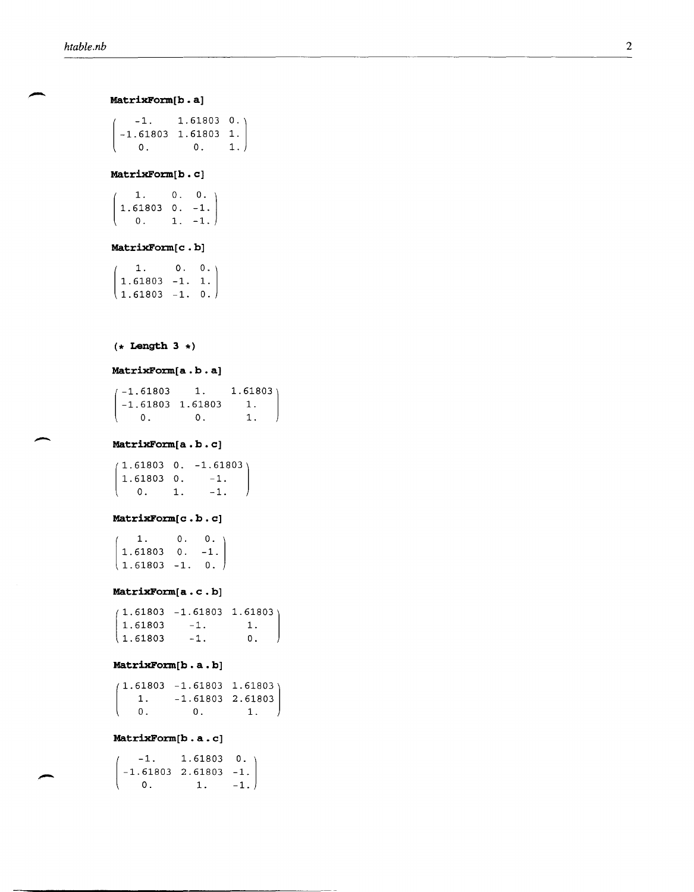```
MatrixForm[b . a]
```

$$\begin{pmatrix} -1. & 1.61803 & 0. \\ -1.61803 & 1.61803 & 1. \\ 0. & 0. & 1. \end{pmatrix}$$

```
MatrixForm[b . c]
```

$$\begin{pmatrix} 1. & 0. & 0. \\ 1.61803 & 0. & -1. \\ 0. & 1. & -1. \end{pmatrix}$$

```
MatrixForm[c . b]
```

$$\begin{pmatrix} 1. & 0. & 0. \\ 1.61803 & -1. & 1. \\ 1.61803 & -1. & 0. \end{pmatrix}$$

```
(* Length 3 *)
```

```
MatrixForm[a . b . a]
```

$$\begin{pmatrix} -1.61803 & 1. & 1.61803 \\ -1.61803 & 1.61803 & 1. \\ 0. & 0. & 1. \end{pmatrix}$$

```
MatrixForm[a . b . c]
```

$$\begin{pmatrix} 1.61803 & 0. & -1.61803 \\ 1.61803 & 0. & -1. \\ 0. & 1. & -1. \end{pmatrix}$$

```
MatrixForm[c . b . c]
```

$$\begin{pmatrix} 1. & 0. & 0. \\ 1.61803 & 0. & -1. \\ 1.61803 & -1. & 0. \end{pmatrix}$$

```
MatrixForm[a . c . b]
```

$$\begin{pmatrix} 1.61803 & -1.61803 & 1.61803 \\ 1.61803 & -1. & 1. \\ 1.61803 & -1. & 0. \end{pmatrix}$$

```
MatrixForm[b . a . b]
```

$$\begin{pmatrix} 1.61803 & -1.61803 & 1.61803 \\ 1. & -1.61803 & 2.61803 \\ 0. & 0. & 1. \end{pmatrix}$$

```
MatrixForm[b . a . c]
```

$$\begin{pmatrix} -1. & 1.61803 & 0. \\ -1.61803 & 2.61803 & -1. \\ 0. & 1. & -1. \end{pmatrix}$$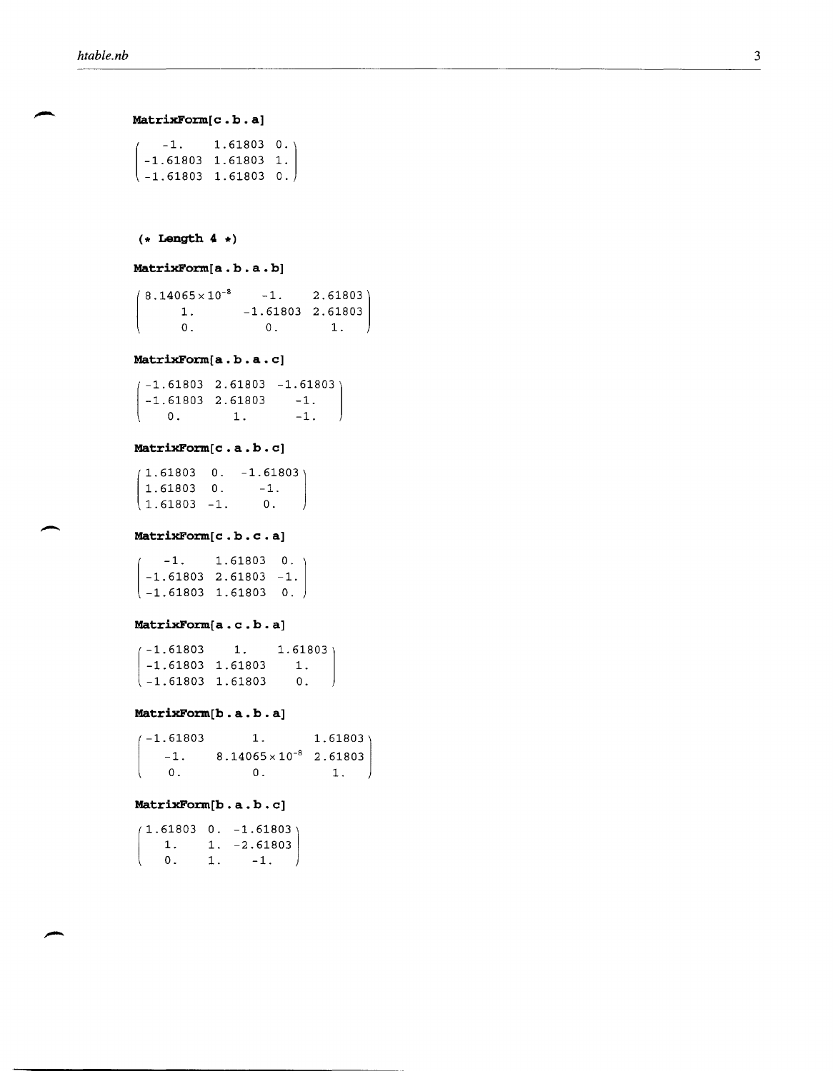**MatrixForm[c . b . a]**

$$\begin{pmatrix} -1. & 1.61803 & 0. \\ -1.61803 & 1.61803 & 1. \\ -1.61803 & 1.61803 & 0. \end{pmatrix}$$

**(\* Length 4 \*)**

**MatrixForm[a . b . a . b]**

$$\begin{pmatrix} 8.14065\times10^{-8} & -1. & 2.61803 \\ 1. & -1.61803 & 2.61803 \\ 0. & 0. & 1. \end{pmatrix}$$

**MatrixForm[a . b . a . c]**

$$\begin{pmatrix} -1.61803 & 2.61803 & -1.61803 \\ -1.61803 & 2.61803 & -1. \\ 0. & 1. & -1. \end{pmatrix}$$

**MatrixForm[c . a . b . c]**

$$\begin{pmatrix} 1.61803 & 0. & -1.61803 \\ 1.61803 & 0. & -1. \\ 1.61803 & -1. & 0. \end{pmatrix}$$

**MatrixForm[c . b . c . a]**

$$\begin{pmatrix} -1. & 1.61803 & 0. \\ -1.61803 & 2.61803 & -1. \\ -1.61803 & 1.61803 & 0. \end{pmatrix}$$

**MatrixForm[a . c . b . a]**

$$\begin{pmatrix} -1.61803 & 1. & 1.61803 \\ -1.61803 & 1.61803 & 1. \\ -1.61803 & 1.61803 & 0. \end{pmatrix}$$

**MatrixForm[b . a . b . a]**

$$\begin{pmatrix} -1.61803 & 1. & 1.61803 \\ -1. & 8.14065\times10^{-8} & 2.61803 \\ 0. & 0. & 1. \end{pmatrix}$$

**MatrixForm[b . a . b . c]**

$$\begin{pmatrix} 1.61803 & 0. & -1.61803 \\ 1. & 1. & -2.61803 \\ 0. & 1. & -1. \end{pmatrix}$$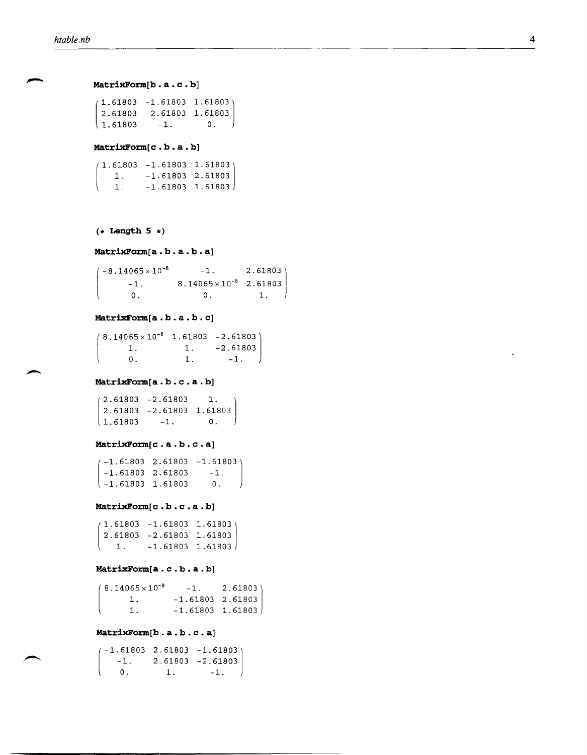```
MatrixForm[b . a . c . b]
```

$$\begin{pmatrix} 1.61803 & -1.61803 & 1.61803 \\ 2.61803 & -2.61803 & 1.61803 \\ 1.61803 & -1. & 0. \end{pmatrix}$$

```
MatrixForm[c . b . a . b]
```

$$\begin{pmatrix} 1.61803 & -1.61803 & 1.61803 \\ 1. & -1.61803 & 2.61803 \\ 1. & -1.61803 & 1.61803 \end{pmatrix}$$

```
(* Length 5 *)
```

```
MatrixForm[a . b . a . b . a]
```

$$\begin{pmatrix} -8.14065\times10^{-8} & -1. & 2.61803 \\ -1. & 8.14065\times10^{-8} & 2.61803 \\ 0. & 0. & 1. \end{pmatrix}$$

```
MatrixForm[a . b . a . b . c]
```

$$\begin{pmatrix} 8.14065\times10^{-8} & 1.61803 & -2.61803 \\ 1. & 1. & -2.61803 \\ 0. & 1. & -1. \end{pmatrix}$$

```
MatrixForm[a . b . c . a . b]
```

$$\begin{pmatrix} 2.61803 & -2.61803 & 1. \\ 2.61803 & -2.61803 & 1.61803 \\ 1.61803 & -1. & 0. \end{pmatrix}$$

```
MatrixForm[c . a . b . c . a]
```

$$\begin{pmatrix} -1.61803 & 2.61803 & -1.61803 \\ -1.61803 & 2.61803 & -1. \\ -1.61803 & 1.61803 & 0. \end{pmatrix}$$

```
MatrixForm[c . b . c . a . b]
```

$$\begin{pmatrix} 1.61803 & -1.61803 & 1.61803 \\ 2.61803 & -2.61803 & 1.61803 \\ 1. & -1.61803 & 1.61803 \end{pmatrix}$$

```
MatrixForm[a . c . b . a . b]
```

$$\begin{pmatrix} 8.14065\times10^{-8} & -1. & 2.61803 \\ 1. & -1.61803 & 2.61803 \\ 1. & -1.61803 & 1.61803 \end{pmatrix}$$

```
MatrixForm[b . a . b . c . a]
```

$$\begin{pmatrix} -1.61803 & 2.61803 & -1.61803 \\ -1. & 2.61803 & -2.61803 \\ 0. & 1. & -1. \end{pmatrix}$$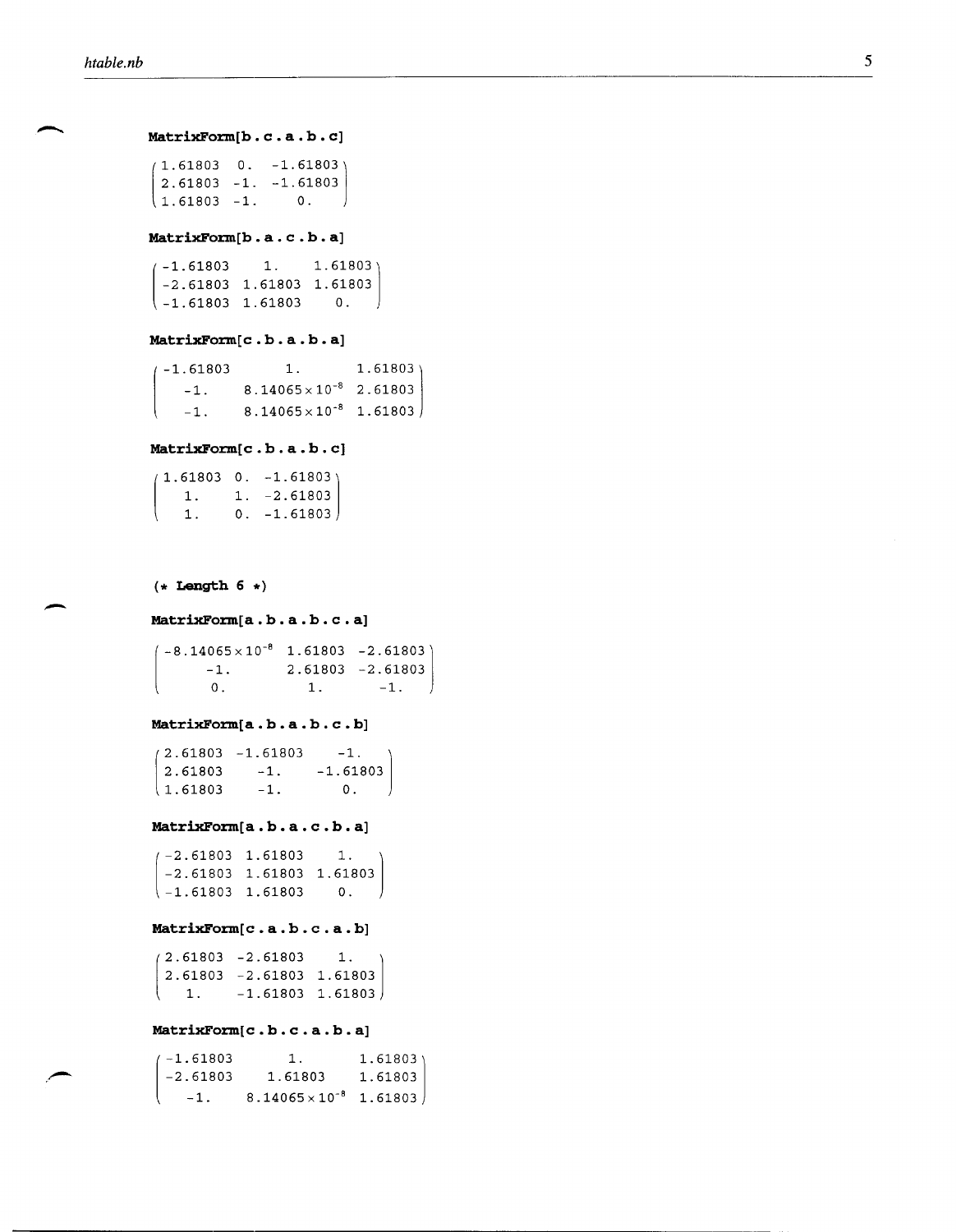```
MatrixForm[b . c . a . b . c]
```

$$\begin{pmatrix} 1.61803 & 0. & -1.61803 \\ 2.61803 & -1. & -1.61803 \\ 1.61803 & -1. & 0. \end{pmatrix}$$

```
MatrixForm[b . a . c . b . a]
```

$$\begin{pmatrix} -1.61803 & 1. & 1.61803 \\ -2.61803 & 1.61803 & 1.61803 \\ -1.61803 & 1.61803 & 0. \end{pmatrix}$$

```
MatrixForm[c . b . a . b . a]
```

$$\begin{pmatrix} -1.61803 & 1. & 1.61803 \\ -1. & 8.14065\times10^{-8} & 2.61803 \\ -1. & 8.14065\times10^{-8} & 1.61803 \end{pmatrix}$$

```
MatrixForm[c . b . a . b . c]
```

$$\begin{pmatrix} 1.61803 & 0. & -1.61803 \\ 1. & 1. & -2.61803 \\ 1. & 0. & -1.61803 \end{pmatrix}$$

```
(* Length 6 *)
```

```
MatrixForm[a . b . a . b . c . a]
```

$$\begin{pmatrix} -8.14065\times10^{-8} & 1.61803 & -2.61803 \\ -1. & 2.61803 & -2.61803 \\ 0. & 1. & -1. \end{pmatrix}$$

```
MatrixForm[a . b . a . b . c . b]
```

$$\begin{pmatrix} 2.61803 & -1.61803 & -1. \\ 2.61803 & -1. & -1.61803 \\ 1.61803 & -1. & 0. \end{pmatrix}$$

```
MatrixForm[a . b . a . c . b . a]
```

$$\begin{pmatrix} -2.61803 & 1.61803 & 1. \\ -2.61803 & 1.61803 & 1.61803 \\ -1.61803 & 1.61803 & 0. \end{pmatrix}$$

```
MatrixForm[c . a . b . c . a . b]
```

$$\begin{pmatrix} 2.61803 & -2.61803 & 1. \\ 2.61803 & -2.61803 & 1.61803 \\ 1. & -1.61803 & 1.61803 \end{pmatrix}$$

```
MatrixForm[c . b . c . a . b . a]
```

$$\begin{pmatrix} -1.61803 & 1. & 1.61803 \\ -2.61803 & 1.61803 & 1.61803 \\ -1. & 8.14065\times10^{-8} & 1.61803 \end{pmatrix}$$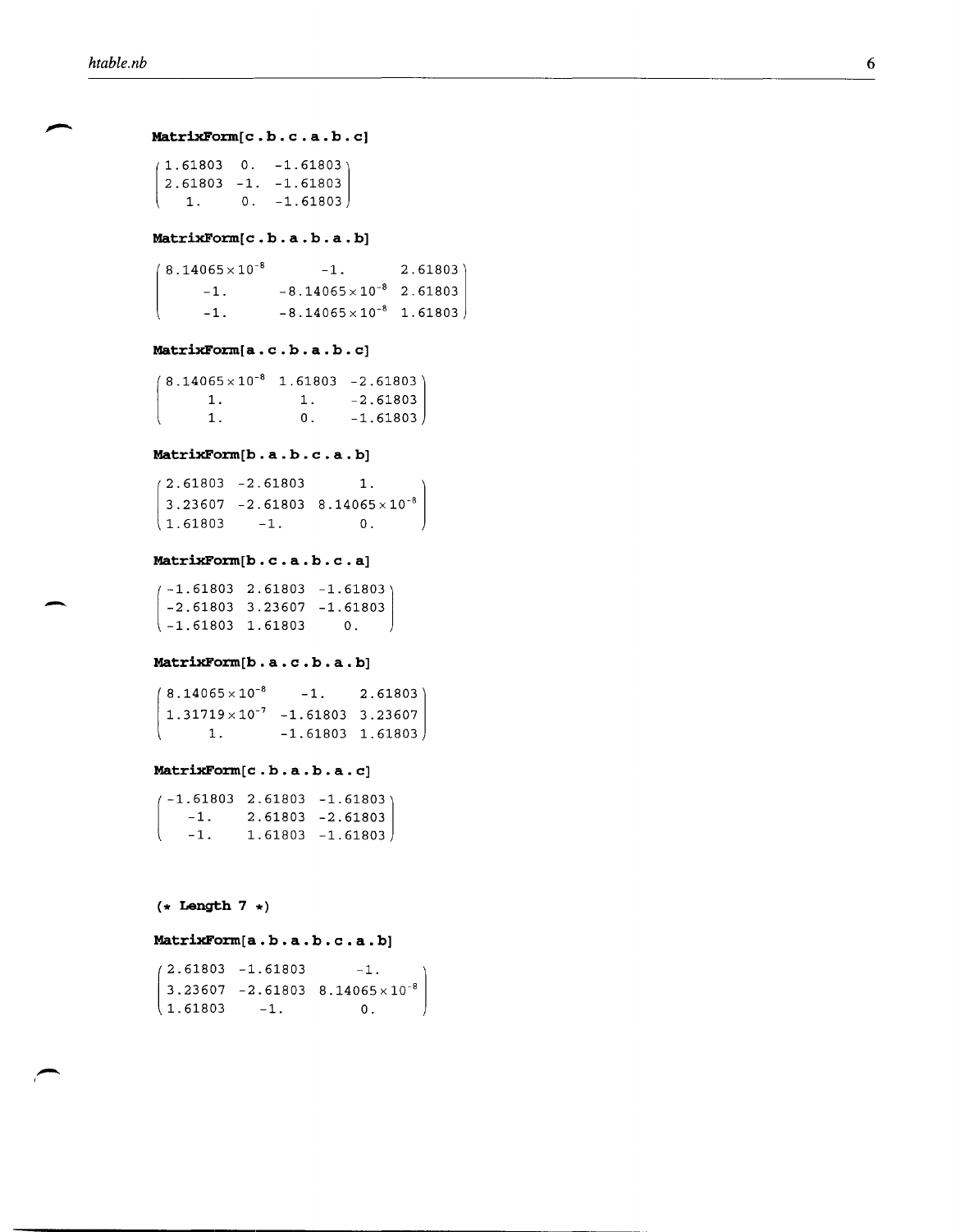**MatrixForm[c . b . c . a . b . c]**

$$\begin{pmatrix} 1.61803 & 0. & -1.61803 \\ 2.61803 & -1. & -1.61803 \\ 1. & 0. & -1.61803 \end{pmatrix}$$

**MatrixForm[c . b . a . b . a . b]**

$$\begin{pmatrix} 8.14065\times10^{-8} & -1. & 2.61803 \\ -1. & -8.14065\times10^{-8} & 2.61803 \\ -1. & -8.14065\times10^{-8} & 1.61803 \end{pmatrix}$$

**MatrixForm[a . c . b . a . b . c]**

$$\begin{pmatrix} 8.14065\times10^{-8} & 1.61803 & -2.61803 \\ 1. & 1. & -2.61803 \\ 1. & 0. & -1.61803 \end{pmatrix}$$

**MatrixForm[b . a . b . c . a . b]**

$$\begin{pmatrix} 2.61803 & -2.61803 & 1. \\ 3.23607 & -2.61803 & 8.14065\times10^{-8} \\ 1.61803 & -1. & 0. \end{pmatrix}$$

**MatrixForm[b . c . a . b . c . a]**

$$\begin{pmatrix} -1.61803 & 2.61803 & -1.61803 \\ -2.61803 & 3.23607 & -1.61803 \\ -1.61803 & 1.61803 & 0. \end{pmatrix}$$

**MatrixForm[b . a . c . b . a . b]**

$$\begin{pmatrix} 8.14065\times10^{-8} & -1. & 2.61803 \\ 1.31719\times10^{-7} & -1.61803 & 3.23607 \\ 1. & -1.61803 & 1.61803 \end{pmatrix}$$

**MatrixForm[c . b . a . b . a . c]**

$$\begin{pmatrix} -1.61803 & 2.61803 & -1.61803 \\ -1. & 2.61803 & -2.61803 \\ -1. & 1.61803 & -1.61803 \end{pmatrix}$$

**(* Length 7 *)**

**MatrixForm[a . b . a . b . c . a . b]**

$$\begin{pmatrix} 2.61803 & -1.61803 & -1. \\ 3.23607 & -2.61803 & 8.14065\times10^{-8} \\ 1.61803 & -1. & 0. \end{pmatrix}$$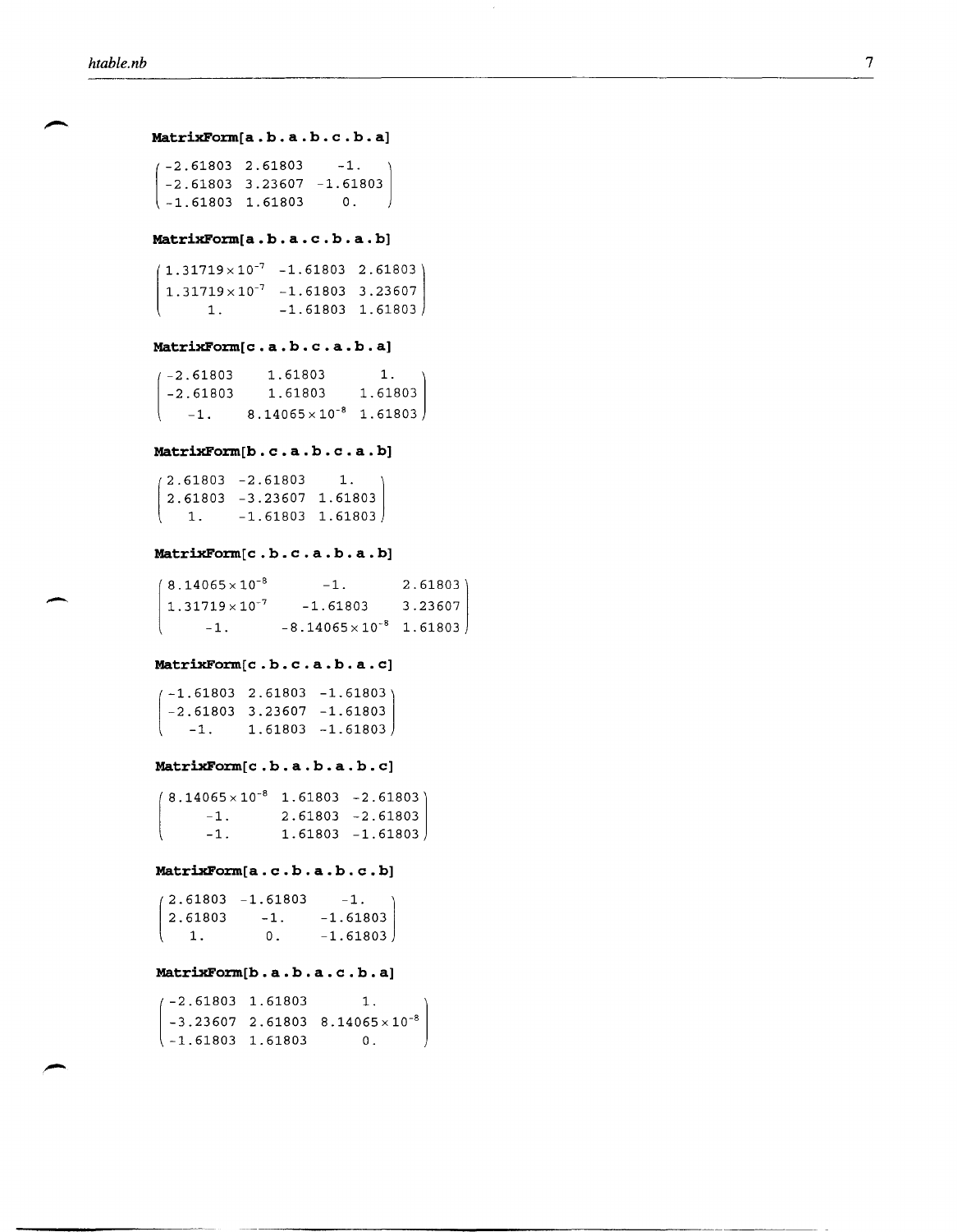```
MatrixForm[a . b . a . b . c . b . a]
```

$$\begin{pmatrix} -2.61803 & 2.61803 & -1. \\ -2.61803 & 3.23607 & -1.61803 \\ -1.61803 & 1.61803 & 0. \end{pmatrix}$$

```
MatrixForm[a . b . a . c . b . a . b]
```

$$\begin{pmatrix} 1.31719\times10^{-7} & -1.61803 & 2.61803 \\ 1.31719\times10^{-7} & -1.61803 & 3.23607 \\ 1. & -1.61803 & 1.61803 \end{pmatrix}$$

```
MatrixForm[c . a . b . c . a . b . a]
```

$$\begin{pmatrix} -2.61803 & 1.61803 & 1. \\ -2.61803 & 1.61803 & 1.61803 \\ -1. & 8.14065\times10^{-8} & 1.61803 \end{pmatrix}$$

```
MatrixForm[b . c . a . b . c . a . b]
```

$$\begin{pmatrix} 2.61803 & -2.61803 & 1. \\ 2.61803 & -3.23607 & 1.61803 \\ 1. & -1.61803 & 1.61803 \end{pmatrix}$$

```
MatrixForm[c . b . c . a . b . a . b]
```

$$\begin{pmatrix} 8.14065\times10^{-8} & -1. & 2.61803 \\ 1.31719\times10^{-7} & -1.61803 & 3.23607 \\ -1. & -8.14065\times10^{-8} & 1.61803 \end{pmatrix}$$

```
MatrixForm[c . b . c . a . b . a . c]
```

$$\begin{pmatrix} -1.61803 & 2.61803 & -1.61803 \\ -2.61803 & 3.23607 & -1.61803 \\ -1. & 1.61803 & -1.61803 \end{pmatrix}$$

```
MatrixForm[c . b . a . b . a . b . c]
```

$$\begin{pmatrix} 8.14065\times10^{-8} & 1.61803 & -2.61803 \\ -1. & 2.61803 & -2.61803 \\ -1. & 1.61803 & -1.61803 \end{pmatrix}$$

```
MatrixForm[a . c . b . a . b . c . b]
```

$$\begin{pmatrix} 2.61803 & -1.61803 & -1. \\ 2.61803 & -1. & -1.61803 \\ 1. & 0. & -1.61803 \end{pmatrix}$$

```
MatrixForm[b . a . b . a . c . b . a]
```

$$\begin{pmatrix} -2.61803 & 1.61803 & 1. \\ -3.23607 & 2.61803 & 8.14065\times10^{-8} \\ -1.61803 & 1.61803 & 0. \end{pmatrix}$$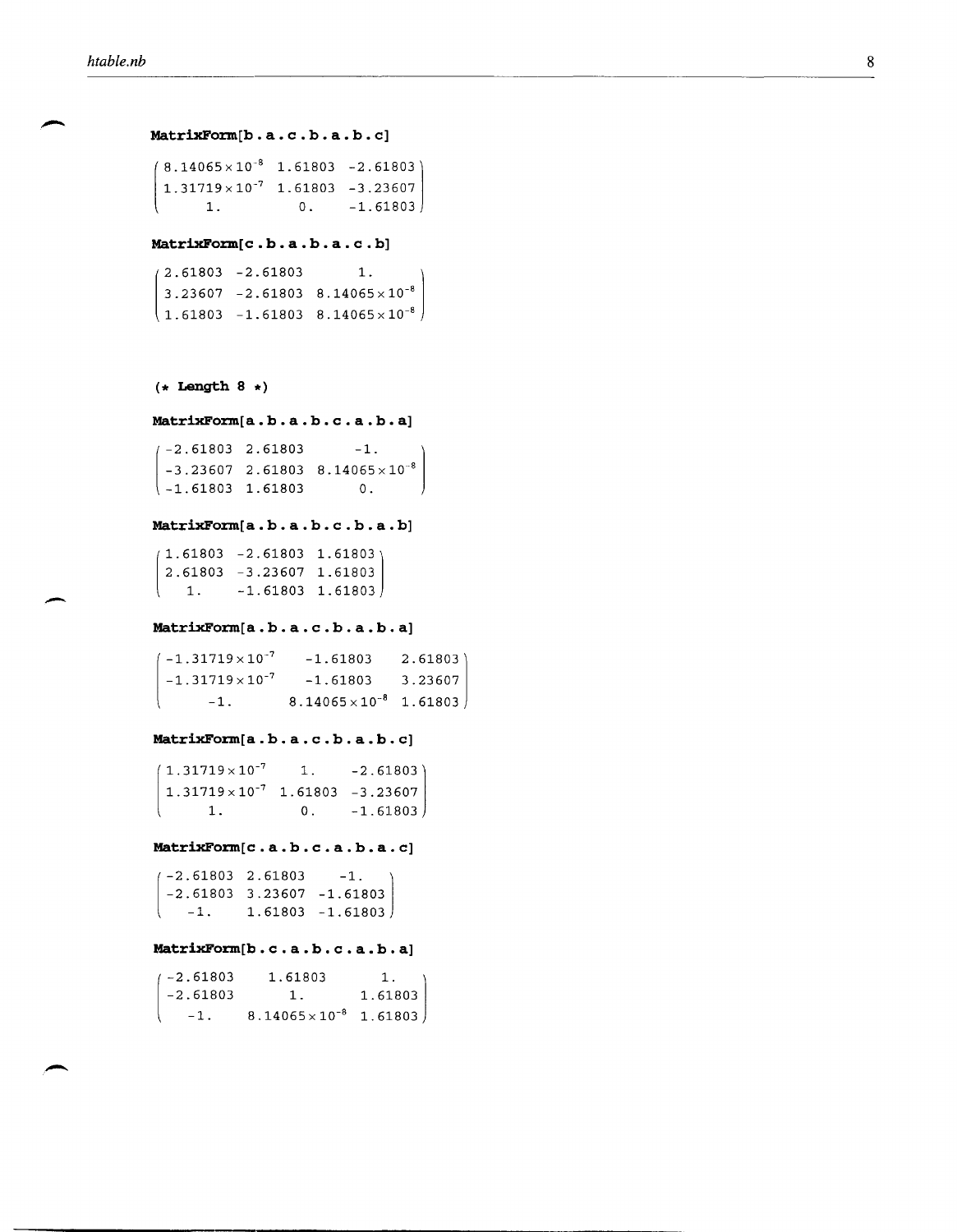**MatrixForm[b . a . c . b . a . b . c]**

$$\begin{pmatrix} 8.14065\times10^{-8} & 1.61803 & -2.61803 \\ 1.31719\times10^{-7} & 1.61803 & -3.23607 \\ 1. & 0. & -1.61803 \end{pmatrix}$$

**MatrixForm[c . b . a . b . a . c . b]**

$$\begin{pmatrix} 2.61803 & -2.61803 & 1. \\ 3.23607 & -2.61803 & 8.14065\times10^{-8} \\ 1.61803 & -1.61803 & 8.14065\times10^{-8} \end{pmatrix}$$

**(* Length 8 *)**

**MatrixForm[a . b . a . b . c . a . b . a]**

$$\begin{pmatrix} -2.61803 & 2.61803 & -1. \\ -3.23607 & 2.61803 & 8.14065\times10^{-8} \\ -1.61803 & 1.61803 & 0. \end{pmatrix}$$

**MatrixForm[a . b . a . b . c . b . a . b]**

$$\begin{pmatrix} 1.61803 & -2.61803 & 1.61803 \\ 2.61803 & -3.23607 & 1.61803 \\ 1. & -1.61803 & 1.61803 \end{pmatrix}$$

**MatrixForm[a . b . a . c . b . a . b . a]**

$$\begin{pmatrix} -1.31719\times10^{-7} & -1.61803 & 2.61803 \\ -1.31719\times10^{-7} & -1.61803 & 3.23607 \\ -1. & 8.14065\times10^{-8} & 1.61803 \end{pmatrix}$$

**MatrixForm[a . b . a . c . b . a . b . c]**

$$\begin{pmatrix} 1.31719\times10^{-7} & 1. & -2.61803 \\ 1.31719\times10^{-7} & 1.61803 & -3.23607 \\ 1. & 0. & -1.61803 \end{pmatrix}$$

**MatrixForm[c . a . b . c . a . b . a . c]**

$$\begin{pmatrix} -2.61803 & 2.61803 & -1. \\ -2.61803 & 3.23607 & -1.61803 \\ -1. & 1.61803 & -1.61803 \end{pmatrix}$$

**MatrixForm[b . c . a . b . c . a . b . a]**

$$\begin{pmatrix} -2.61803 & 1.61803 & 1. \\ -2.61803 & 1. & 1.61803 \\ -1. & 8.14065\times10^{-8} & 1.61803 \end{pmatrix}$$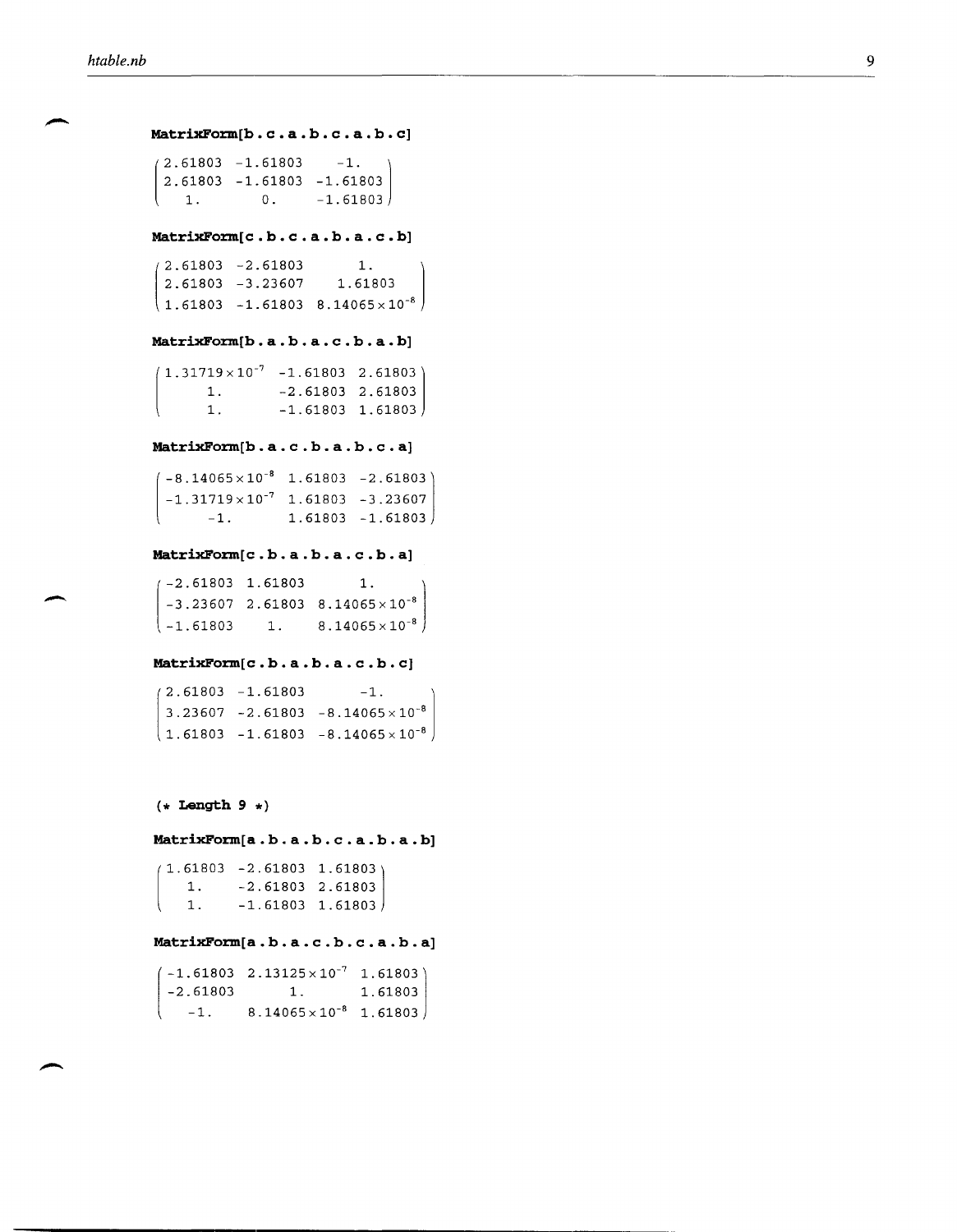```
MatrixForm[b . c . a . b . c . a . b . c]
```

$$\begin{pmatrix} 2.61803 & -1.61803 & -1. \\ 2.61803 & -1.61803 & -1.61803 \\ 1. & 0. & -1.61803 \end{pmatrix}$$

```
MatrixForm[c . b . c . a . b . a . c . b]
```

$$\begin{pmatrix} 2.61803 & -2.61803 & 1. \\ 2.61803 & -3.23607 & 1.61803 \\ 1.61803 & -1.61803 & 8.14065\times10^{-8} \end{pmatrix}$$

```
MatrixForm[b . a . b . a . c . b . a . b]
```

$$\begin{pmatrix} 1.31719\times10^{-7} & -1.61803 & 2.61803 \\ 1. & -2.61803 & 2.61803 \\ 1. & -1.61803 & 1.61803 \end{pmatrix}$$

```
MatrixForm[b . a . c . b . a . b . c . a]
```

$$\begin{pmatrix} -8.14065\times10^{-8} & 1.61803 & -2.61803 \\ -1.31719\times10^{-7} & 1.61803 & -3.23607 \\ -1. & 1.61803 & -1.61803 \end{pmatrix}$$

```
MatrixForm[c . b . a . b . a . c . b . a]
```

$$\begin{pmatrix} -2.61803 & 1.61803 & 1. \\ -3.23607 & 2.61803 & 8.14065\times10^{-8} \\ -1.61803 & 1. & 8.14065\times10^{-8} \end{pmatrix}$$

```
MatrixForm[c . b . a . b . a . c . b . c]
```

$$\begin{pmatrix} 2.61803 & -1.61803 & -1. \\ 3.23607 & -2.61803 & -8.14065\times10^{-8} \\ 1.61803 & -1.61803 & -8.14065\times10^{-8} \end{pmatrix}$$

```
(* Length 9 *)
```

```
MatrixForm[a . b . a . b . c . a . b . a . b]
```

$$\begin{pmatrix} 1.61803 & -2.61803 & 1.61803 \\ 1. & -2.61803 & 2.61803 \\ 1. & -1.61803 & 1.61803 \end{pmatrix}$$

```
MatrixForm[a . b . a . c . b . c . a . b . a]
```

$$\begin{pmatrix} -1.61803 & 2.13125\times10^{-7} & 1.61803 \\ -2.61803 & 1. & 1.61803 \\ -1. & 8.14065\times10^{-8} & 1.61803 \end{pmatrix}$$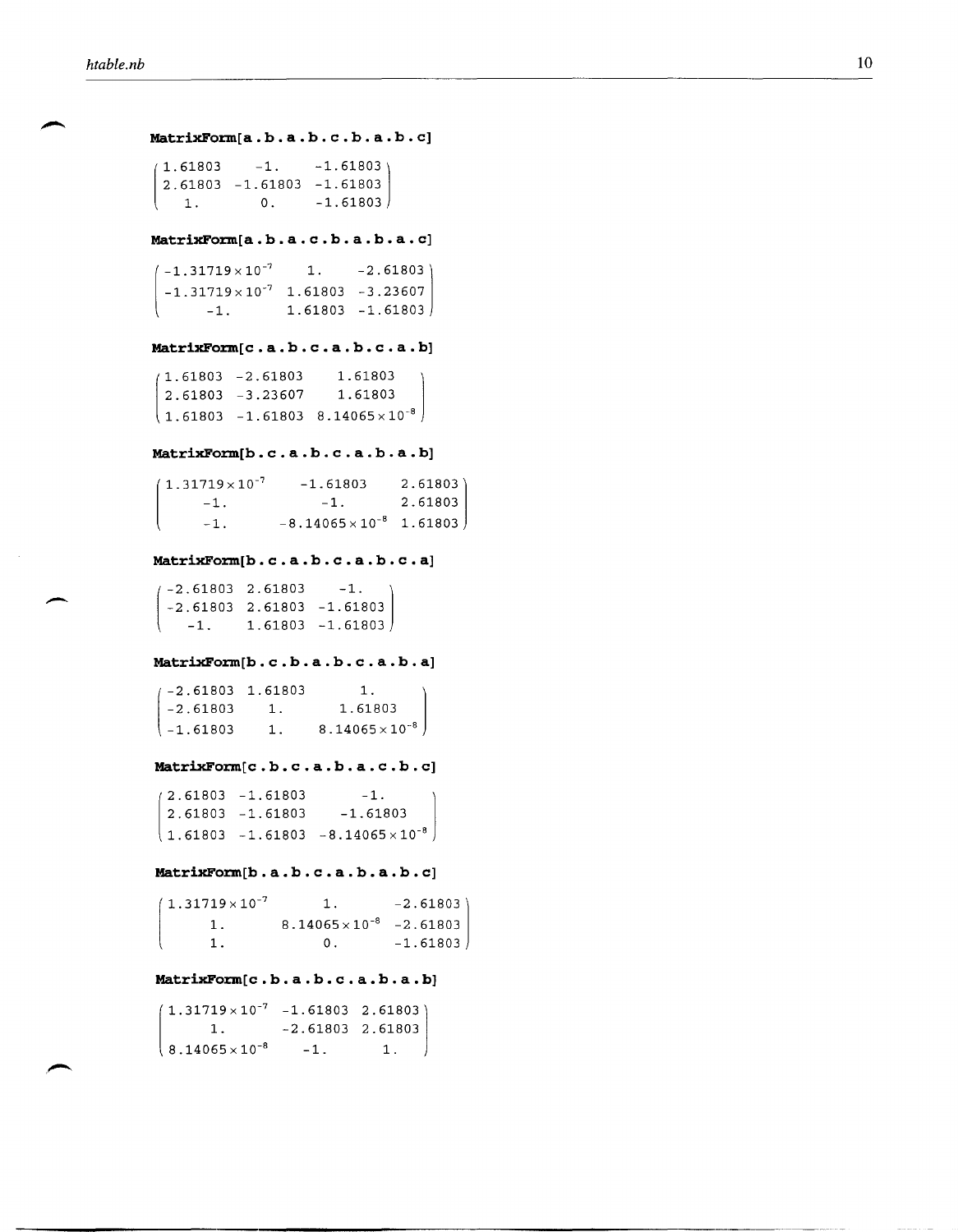```
MatrixForm[a.b.a.b.c.b.a.b.c]
```

$$\begin{pmatrix} 1.61803 & -1. & -1.61803 \\ 2.61803 & -1.61803 & -1.61803 \\ 1. & 0. & -1.61803 \end{pmatrix}$$

```
MatrixForm[a.b.a.c.b.a.b.a.c]
```

$$\begin{pmatrix} -1.31719\times 10^{-7} & 1. & -2.61803 \\ -1.31719\times 10^{-7} & 1.61803 & -3.23607 \\ -1. & 1.61803 & -1.61803 \end{pmatrix}$$

```
MatrixForm[c.a.b.c.a.b.c.a.b]
```

$$\begin{pmatrix} 1.61803 & -2.61803 & 1.61803 \\ 2.61803 & -3.23607 & 1.61803 \\ 1.61803 & -1.61803 & 8.14065\times 10^{-8} \end{pmatrix}$$

```
MatrixForm[b.c.a.b.c.a.b.a.b]
```

$$\begin{pmatrix} 1.31719\times 10^{-7} & -1.61803 & 2.61803 \\ -1. & -1. & 2.61803 \\ -1. & -8.14065\times 10^{-8} & 1.61803 \end{pmatrix}$$

```
MatrixForm[b.c.a.b.c.a.b.c.a]
```

$$\begin{pmatrix} -2.61803 & 2.61803 & -1. \\ -2.61803 & 2.61803 & -1.61803 \\ -1. & 1.61803 & -1.61803 \end{pmatrix}$$

```
MatrixForm[b.c.b.a.b.c.a.b.a]
```

$$\begin{pmatrix} -2.61803 & 1.61803 & 1. \\ -2.61803 & 1. & 1.61803 \\ -1.61803 & 1. & 8.14065\times 10^{-8} \end{pmatrix}$$

```
MatrixForm[c.b.c.a.b.a.c.b.c]
```

$$\begin{pmatrix} 2.61803 & -1.61803 & -1. \\ 2.61803 & -1.61803 & -1.61803 \\ 1.61803 & -1.61803 & -8.14065\times 10^{-8} \end{pmatrix}$$

```
MatrixForm[b.a.b.c.a.b.a.b.c]
```

$$\begin{pmatrix} 1.31719\times 10^{-7} & 1. & -2.61803 \\ 1. & 8.14065\times 10^{-8} & -2.61803 \\ 1. & 0. & -1.61803 \end{pmatrix}$$

```
MatrixForm[c.b.a.b.c.a.b.a.b]
```

$$\begin{pmatrix} 1.31719\times 10^{-7} & -1.61803 & 2.61803 \\ 1. & -2.61803 & 2.61803 \\ 8.14065\times 10^{-8} & -1. & 1. \end{pmatrix}$$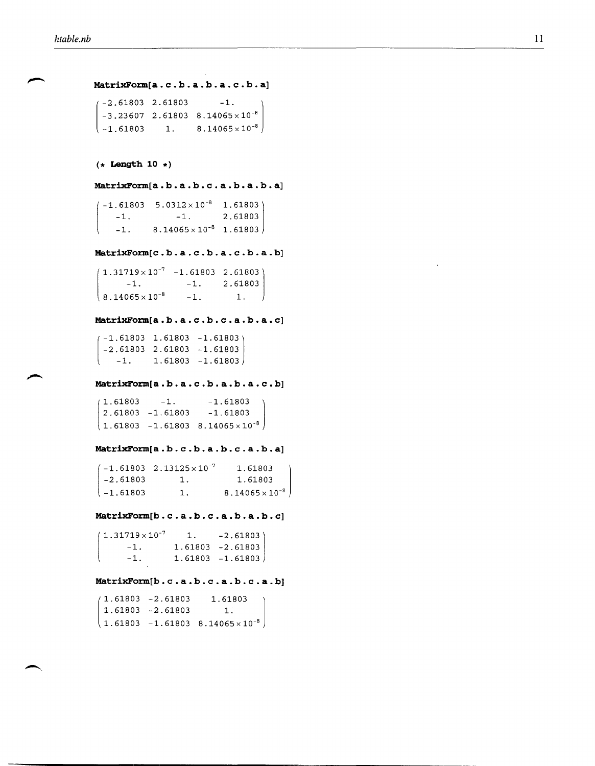```
MatrixForm[a . c . b . a . b . a . c . b . a]
```

$$\begin{pmatrix} -2.61803 & 2.61803 & -1. \\ -3.23607 & 2.61803 & 8.14065\times10^{-8} \\ -1.61803 & 1. & 8.14065\times10^{-8} \end{pmatrix}$$

```
(* Length 10 *)
```

```
MatrixForm[a . b . a . b . c . a . b . a . b . a]
```

$$\begin{pmatrix} -1.61803 & 5.0312\times10^{-8} & 1.61803 \\ -1. & -1. & 2.61803 \\ -1. & 8.14065\times10^{-8} & 1.61803 \end{pmatrix}$$

```
MatrixForm[c . b . a . c . b . a . c . b . a . b]
```

$$\begin{pmatrix} 1.31719\times10^{-7} & -1.61803 & 2.61803 \\ -1. & -1. & 2.61803 \\ 8.14065\times10^{-8} & -1. & 1. \end{pmatrix}$$

```
MatrixForm[a . b . a . c . b . c . a . b . a . c]
```

$$\begin{pmatrix} -1.61803 & 1.61803 & -1.61803 \\ -2.61803 & 2.61803 & -1.61803 \\ -1. & 1.61803 & -1.61803 \end{pmatrix}$$

```
MatrixForm[a . b . a . c . b . a . b . a . c . b]
```

$$\begin{pmatrix} 1.61803 & -1. & -1.61803 \\ 2.61803 & -1.61803 & -1.61803 \\ 1.61803 & -1.61803 & 8.14065\times10^{-8} \end{pmatrix}$$

```
MatrixForm[a . b . c . b . a . b . c . a . b . a]
```

$$\begin{pmatrix} -1.61803 & 2.13125\times10^{-7} & 1.61803 \\ -2.61803 & 1. & 1.61803 \\ -1.61803 & 1. & 8.14065\times10^{-8} \end{pmatrix}$$

```
MatrixForm[b . c . a . b . c . a . b . a . b . c]
```

$$\begin{pmatrix} 1.31719\times10^{-7} & 1. & -2.61803 \\ -1. & 1.61803 & -2.61803 \\ -1. & 1.61803 & -1.61803 \end{pmatrix}$$

```
MatrixForm[b . c . a . b . c . a . b . c . a . b]
```

$$\begin{pmatrix} 1.61803 & -2.61803 & 1.61803 \\ 1.61803 & -2.61803 & 1. \\ 1.61803 & -1.61803 & 8.14065\times10^{-8} \end{pmatrix}$$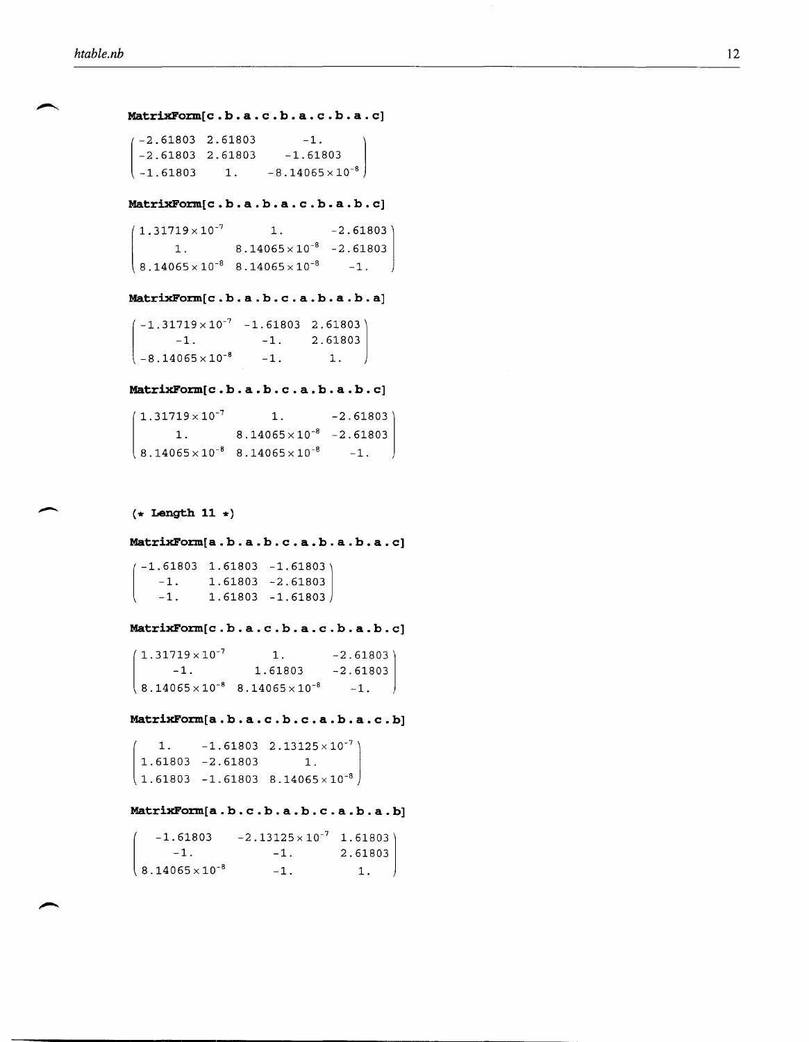```
MatrixForm[c . b . a . c . b . a . c . b . a . c]
```

$$\begin{pmatrix} -2.61803 & 2.61803 & -1. \\ -2.61803 & 2.61803 & -1.61803 \\ -1.61803 & 1. & -8.14065\times10^{-8} \end{pmatrix}$$

```
MatrixForm[c . b . a . b . a . c . b . a . b . c]
```

$$\begin{pmatrix} 1.31719\times10^{-7} & 1. & -2.61803 \\ 1. & 8.14065\times10^{-8} & -2.61803 \\ 8.14065\times10^{-8} & 8.14065\times10^{-8} & -1. \end{pmatrix}$$

```
MatrixForm[c . b . a . b . c . a . b . a . b . a]
```

$$\begin{pmatrix} -1.31719\times10^{-7} & -1.61803 & 2.61803 \\ -1. & -1. & 2.61803 \\ -8.14065\times10^{-8} & -1. & 1. \end{pmatrix}$$

```
MatrixForm[c . b . a . b . c . a . b . a . b . c]
```

$$\begin{pmatrix} 1.31719\times10^{-7} & 1. & -2.61803 \\ 1. & 8.14065\times10^{-8} & -2.61803 \\ 8.14065\times10^{-8} & 8.14065\times10^{-8} & -1. \end{pmatrix}$$

```
(* Length 11 *)
```

```
MatrixForm[a . b . a . b . c . a . b . a . b . a . c]
```

$$\begin{pmatrix} -1.61803 & 1.61803 & -1.61803 \\ -1. & 1.61803 & -2.61803 \\ -1. & 1.61803 & -1.61803 \end{pmatrix}$$

```
MatrixForm[c . b . a . c . b . a . c . b . a . b . c]
```

$$\begin{pmatrix} 1.31719\times10^{-7} & 1. & -2.61803 \\ -1. & 1.61803 & -2.61803 \\ 8.14065\times10^{-8} & 8.14065\times10^{-8} & -1. \end{pmatrix}$$

```
MatrixForm[a . b . a . c . b . c . a . b . a . c . b]
```

$$\begin{pmatrix} 1. & -1.61803 & 2.13125\times10^{-7} \\ 1.61803 & -2.61803 & 1. \\ 1.61803 & -1.61803 & 8.14065\times10^{-8} \end{pmatrix}$$

```
MatrixForm[a . b . c . b . a . b . c . a . b . a . b]
```

$$\begin{pmatrix} -1.61803 & -2.13125\times10^{-7} & 1.61803 \\ -1. & -1. & 2.61803 \\ 8.14065\times10^{-8} & -1. & 1. \end{pmatrix}$$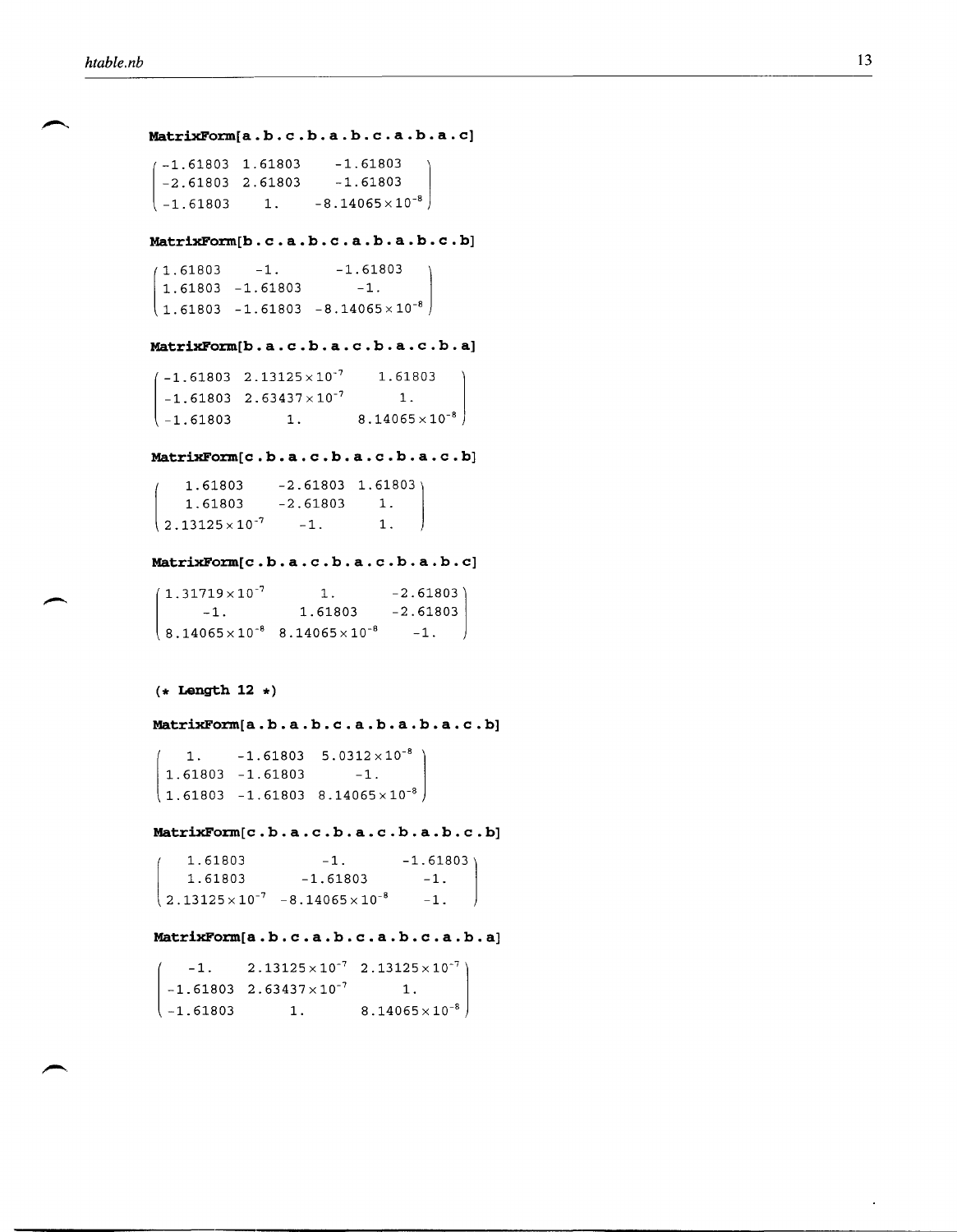```
MatrixForm[a.b.c.b.a.b.c.a.b.a.c]
```

$$\begin{pmatrix} -1.61803 & 1.61803 & -1.61803 \\ -2.61803 & 2.61803 & -1.61803 \\ -1.61803 & 1. & -8.14065\times10^{-8} \end{pmatrix}$$

```
MatrixForm[b.c.a.b.c.a.b.a.b.c.b]
```

$$\begin{pmatrix} 1.61803 & -1. & -1.61803 \\ 1.61803 & -1.61803 & -1. \\ 1.61803 & -1.61803 & -8.14065\times10^{-8} \end{pmatrix}$$

```
MatrixForm[b.a.c.b.a.c.b.a.c.b.a]
```

$$\begin{pmatrix} -1.61803 & 2.13125\times10^{-7} & 1.61803 \\ -1.61803 & 2.63437\times10^{-7} & 1. \\ -1.61803 & 1. & 8.14065\times10^{-8} \end{pmatrix}$$

```
MatrixForm[c.b.a.c.b.a.c.b.a.c.b]
```

$$\begin{pmatrix} 1.61803 & -2.61803 & 1.61803 \\ 1.61803 & -2.61803 & 1. \\ 2.13125\times10^{-7} & -1. & 1. \end{pmatrix}$$

```
MatrixForm[c.b.a.c.b.a.c.b.a.b.c]
```

$$\begin{pmatrix} 1.31719\times10^{-7} & 1. & -2.61803 \\ -1. & 1.61803 & -2.61803 \\ 8.14065\times10^{-8} & 8.14065\times10^{-8} & -1. \end{pmatrix}$$

```
(* Length 12 *)
```

```
MatrixForm[a.b.a.b.c.a.b.a.b.a.c.b]
```

$$\begin{pmatrix} 1. & -1.61803 & 5.0312\times10^{-8} \\ 1.61803 & -1.61803 & -1. \\ 1.61803 & -1.61803 & 8.14065\times10^{-8} \end{pmatrix}$$

```
MatrixForm[c.b.a.c.b.a.c.b.a.b.c.b]
```

$$\begin{pmatrix} 1.61803 & -1. & -1.61803 \\ 1.61803 & -1.61803 & -1. \\ 2.13125\times10^{-7} & -8.14065\times10^{-8} & -1. \end{pmatrix}$$

```
MatrixForm[a.b.c.a.b.c.a.b.c.a.b.a]
```

$$\begin{pmatrix} -1. & 2.13125\times10^{-7} & 2.13125\times10^{-7} \\ -1.61803 & 2.63437\times10^{-7} & 1. \\ -1.61803 & 1. & 8.14065\times10^{-8} \end{pmatrix}$$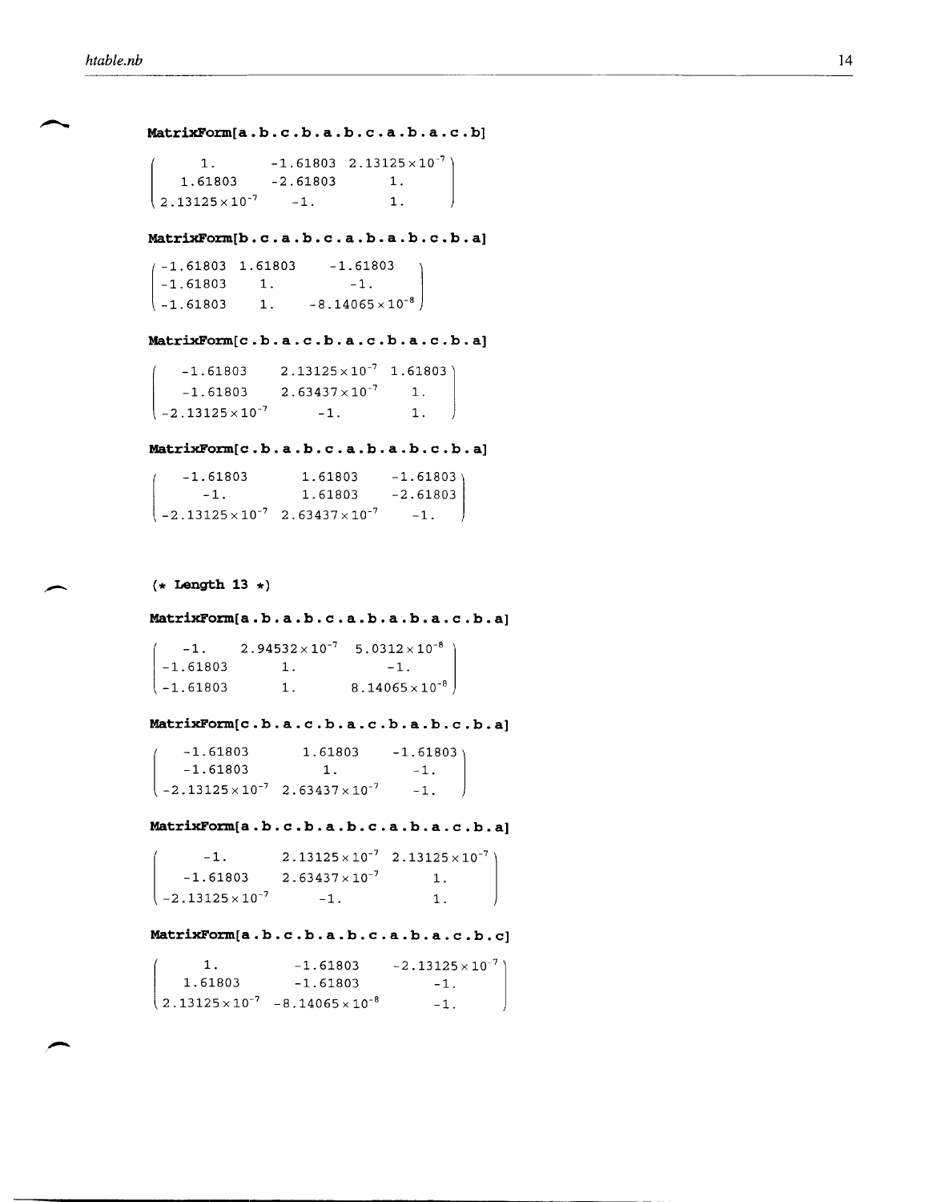**MatrixForm[a.b.c.b.a.b.c.a.b.a.c.b]**

$$\begin{pmatrix} 1. & -1.61803 & 2.13125\times10^{-7} \\ 1.61803 & -2.61803 & 1. \\ 2.13125\times10^{-7} & -1. & 1. \end{pmatrix}$$

**MatrixForm[b.c.a.b.c.a.b.a.b.c.b.a]**

$$\begin{pmatrix} -1.61803 & 1.61803 & -1.61803 \\ -1.61803 & 1. & -1. \\ -1.61803 & 1. & -8.14065\times10^{-8} \end{pmatrix}$$

**MatrixForm[c.b.a.c.b.a.c.b.a.c.b.a]**

$$\begin{pmatrix} -1.61803 & 2.13125\times10^{-7} & 1.61803 \\ -1.61803 & 2.63437\times10^{-7} & 1. \\ -2.13125\times10^{-7} & -1. & 1. \end{pmatrix}$$

**MatrixForm[c.b.a.b.c.a.b.a.b.c.b.a]**

$$\begin{pmatrix} -1.61803 & 1.61803 & -1.61803 \\ -1. & 1.61803 & -2.61803 \\ -2.13125\times10^{-7} & 2.63437\times10^{-7} & -1. \end{pmatrix}$$

**(* Length 13 *)**

**MatrixForm[a.b.a.b.c.a.b.a.b.a.c.b.a]**

$$\begin{pmatrix} -1. & 2.94532\times10^{-7} & 5.0312\times10^{-8} \\ -1.61803 & 1. & -1. \\ -1.61803 & 1. & 8.14065\times10^{-8} \end{pmatrix}$$

**MatrixForm[c.b.a.c.b.a.c.b.a.b.c.b.a]**

$$\begin{pmatrix} -1.61803 & 1.61803 & -1.61803 \\ -1.61803 & 1. & -1. \\ -2.13125\times10^{-7} & 2.63437\times10^{-7} & -1. \end{pmatrix}$$

**MatrixForm[a.b.c.b.a.b.c.a.b.a.c.b.a]**

$$\begin{pmatrix} -1. & 2.13125\times10^{-7} & 2.13125\times10^{-7} \\ -1.61803 & 2.63437\times10^{-7} & 1. \\ -2.13125\times10^{-7} & -1. & 1. \end{pmatrix}$$

**MatrixForm[a.b.c.b.a.b.c.a.b.a.c.b.c]**

$$\begin{pmatrix} 1. & -1.61803 & -2.13125\times10^{-7} \\ 1.61803 & -1.61803 & -1. \\ 2.13125\times10^{-7} & -8.14065\times10^{-8} & -1. \end{pmatrix}$$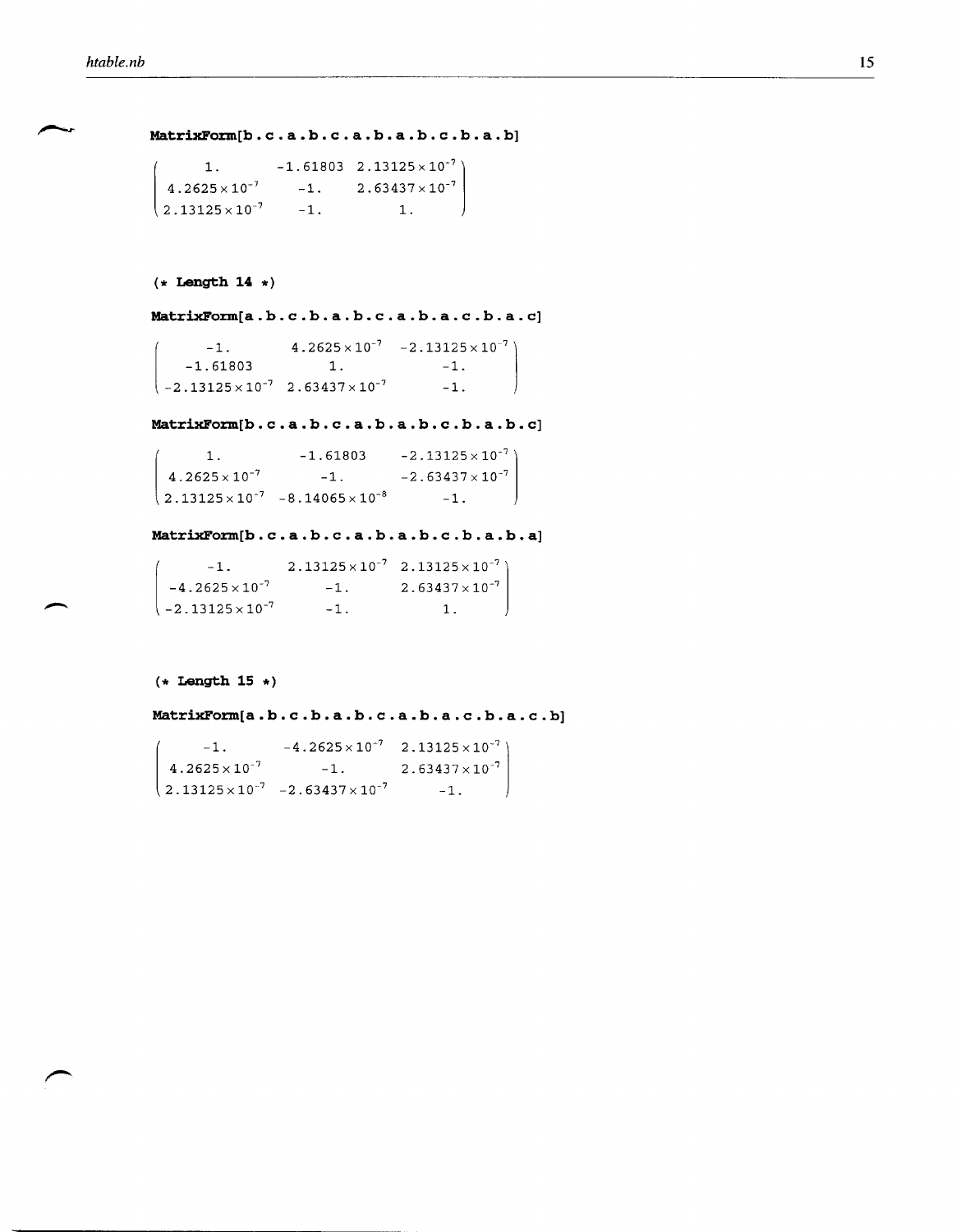```
MatrixForm[b.c.a.b.c.a.b.a.b.c.b.a.b]
```

$$\begin{pmatrix} 1. & -1.61803 & 2.13125\times10^{-7} \\ 4.2625\times10^{-7} & -1. & 2.63437\times10^{-7} \\ 2.13125\times10^{-7} & -1. & 1. \end{pmatrix}$$

```
(* Length 14 *)
```

```
MatrixForm[a.b.c.b.a.b.c.a.b.a.c.b.a.c]
```

$$\begin{pmatrix} -1. & 4.2625\times10^{-7} & -2.13125\times10^{-7} \\ -1.61803 & 1. & -1. \\ -2.13125\times10^{-7} & 2.63437\times10^{-7} & -1. \end{pmatrix}$$

```
MatrixForm[b.c.a.b.c.a.b.a.b.c.b.a.b.c]
```

$$\begin{pmatrix} 1. & -1.61803 & -2.13125\times10^{-7} \\ 4.2625\times10^{-7} & -1. & -2.63437\times10^{-7} \\ 2.13125\times10^{-7} & -8.14065\times10^{-8} & -1. \end{pmatrix}$$

```
MatrixForm[b.c.a.b.c.a.b.a.b.c.b.a.b.a]
```

$$\begin{pmatrix} -1. & 2.13125\times10^{-7} & 2.13125\times10^{-7} \\ -4.2625\times10^{-7} & -1. & 2.63437\times10^{-7} \\ -2.13125\times10^{-7} & -1. & 1. \end{pmatrix}$$

```
(* Length 15 *)
```

```
MatrixForm[a.b.c.b.a.b.c.a.b.a.c.b.a.c.b]
```

$$\begin{pmatrix} -1. & -4.2625\times10^{-7} & 2.13125\times10^{-7} \\ 4.2625\times10^{-7} & -1. & 2.63437\times10^{-7} \\ 2.13125\times10^{-7} & -2.63437\times10^{-7} & -1. \end{pmatrix}$$